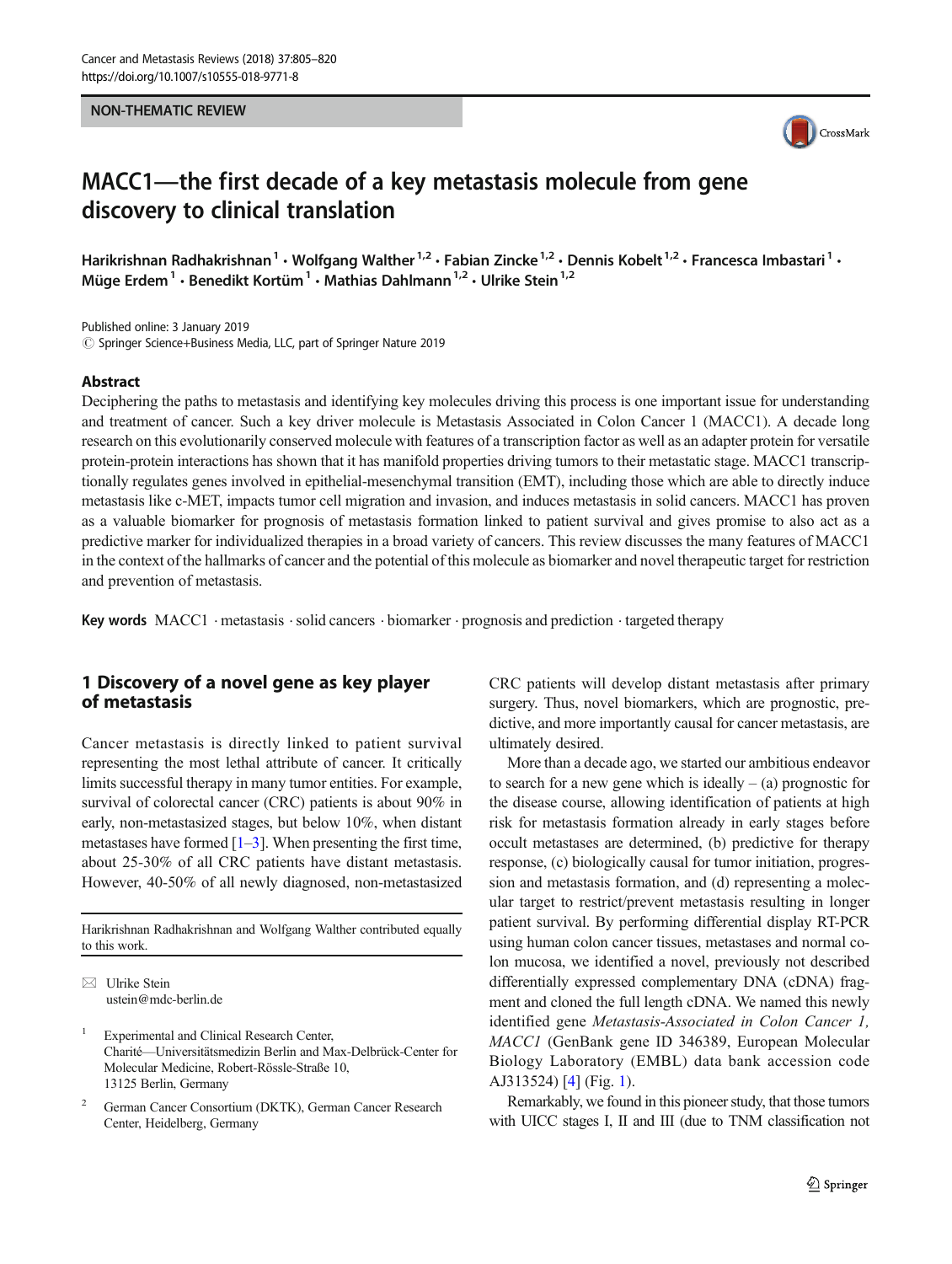NON-THEMATIC REVIEW

# MACC1—the first decade of a key metastasis molecule from gene discovery to clinical translation

Harikrishnan Radhakrishnan [1] · Wolfgang Walther [1,2] · Fabian Zincke [1,2] · Dennis Kobelt [1,2] · Francesca Imbastari [1] · Müge Erdem [1] · Benedikt Kortüm [1] · Mathias Dahlmann [1,2] · Ulrike Stein [1,2]

Published online: 3 January 2019
© Springer Science+Business Media, LLC, part of Springer Nature 2019

## Abstract

Deciphering the paths to metastasis and identifying key molecules driving this process is one important issue for understanding and treatment of cancer. Such a key driver molecule is Metastasis Associated in Colon Cancer 1 (MACC1). A decade long research on this evolutionarily conserved molecule with features of a transcription factor as well as an adapter protein for versatile protein-protein interactions has shown that it has manifold properties driving tumors to their metastatic stage. MACC1 transcriptionally regulates genes involved in epithelial-mesenchymal transition (EMT), including those which are able to directly induce metastasis like c-MET, impacts tumor cell migration and invasion, and induces metastasis in solid cancers. MACC1 has proven as a valuable biomarker for prognosis of metastasis formation linked to patient survival and gives promise to also act as a predictive marker for individualized therapies in a broad variety of cancers. This review discusses the many features of MACC1 in the context of the hallmarks of cancer and the potential of this molecule as biomarker and novel therapeutic target for restriction and prevention of metastasis.

**Key words** MACC1 · metastasis · solid cancers · biomarker · prognosis and prediction · targeted therapy

## 1 Discovery of a novel gene as key player of metastasis

Cancer metastasis is directly linked to patient survival representing the most lethal attribute of cancer. It critically limits successful therapy in many tumor entities. For example, survival of colorectal cancer (CRC) patients is about 90% in early, non-metastasized stages, but below 10%, when distant metastases have formed [1–3]. When presenting the first time, about 25-30% of all CRC patients have distant metastasis. However, 40-50% of all newly diagnosed, non-metastasized CRC patients will develop distant metastasis after primary surgery. Thus, novel biomarkers, which are prognostic, predictive, and more importantly causal for cancer metastasis, are ultimately desired.

More than a decade ago, we started our ambitious endeavor to search for a new gene which is ideally – (a) prognostic for the disease course, allowing identification of patients at high risk for metastasis formation already in early stages before occult metastases are determined, (b) predictive for therapy response, (c) biologically causal for tumor initiation, progression and metastasis formation, and (d) representing a molecular target to restrict/prevent metastasis resulting in longer patient survival. By performing differential display RT-PCR using human colon cancer tissues, metastases and normal colon mucosa, we identified a novel, previously not described differentially expressed complementary DNA (cDNA) fragment and cloned the full length cDNA. We named this newly identified gene *Metastasis-Associated in Colon Cancer 1, MACC1* (GenBank gene ID 346389, European Molecular Biology Laboratory (EMBL) data bank accession code AJ313524) [4] (Fig. 1).

Remarkably, we found in this pioneer study, that those tumors with UICC stages I, II and III (due to TNM classification not

---

Harikrishnan Radhakrishnan and Wolfgang Walther contributed equally to this work.

✉ Ulrike Stein
ustein@mdc-berlin.de

[1] Experimental and Clinical Research Center, Charité—Universitätsmedizin Berlin and Max-Delbrück-Center for Molecular Medicine, Robert-Rössle-Straße 10, 13125 Berlin, Germany

[2] German Cancer Consortium (DKTK), German Cancer Research Center, Heidelberg, Germany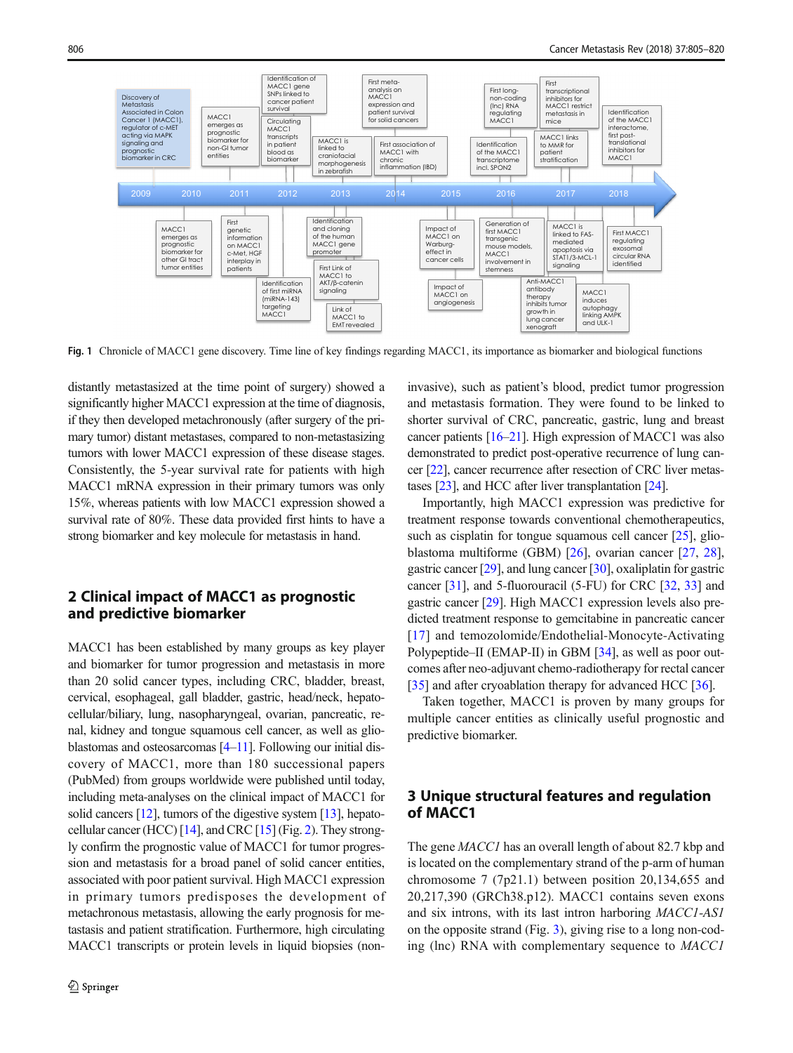**Fig. 1** Chronicle of MACC1 gene discovery. Time line of key findings regarding MACC1, its importance as biomarker and biological functions

distantly metastasized at the time point of surgery) showed a significantly higher MACC1 expression at the time of diagnosis, if they then developed metachronously (after surgery of the primary tumor) distant metastases, compared to non-metastasizing tumors with lower MACC1 expression of these disease stages. Consistently, the 5-year survival rate for patients with high MACC1 mRNA expression in their primary tumors was only 15%, whereas patients with low MACC1 expression showed a survival rate of 80%. These data provided first hints to have a strong biomarker and key molecule for metastasis in hand.

## 2 Clinical impact of MACC1 as prognostic and predictive biomarker

MACC1 has been established by many groups as key player and biomarker for tumor progression and metastasis in more than 20 solid cancer types, including CRC, bladder, breast, cervical, esophageal, gall bladder, gastric, head/neck, hepatocellular/biliary, lung, nasopharyngeal, ovarian, pancreatic, renal, kidney and tongue squamous cell cancer, as well as glioblastomas and osteosarcomas [4–11]. Following our initial discovery of MACC1, more than 180 successional papers (PubMed) from groups worldwide were published until today, including meta-analyses on the clinical impact of MACC1 for solid cancers [12], tumors of the digestive system [13], hepatocellular cancer (HCC) [14], and CRC [15] (Fig. 2). They strongly confirm the prognostic value of MACC1 for tumor progression and metastasis for a broad panel of solid cancer entities, associated with poor patient survival. High MACC1 expression in primary tumors predisposes the development of metachronous metastasis, allowing the early prognosis for metastasis and patient stratification. Furthermore, high circulating MACC1 transcripts or protein levels in liquid biopsies (non-invasive), such as patient's blood, predict tumor progression and metastasis formation. They were found to be linked to shorter survival of CRC, pancreatic, gastric, lung and breast cancer patients [16–21]. High expression of MACC1 was also demonstrated to predict post-operative recurrence of lung cancer [22], cancer recurrence after resection of CRC liver metastases [23], and HCC after liver transplantation [24].

Importantly, high MACC1 expression was predictive for treatment response towards conventional chemotherapeutics, such as cisplatin for tongue squamous cell cancer [25], glioblastoma multiforme (GBM) [26], ovarian cancer [27, 28], gastric cancer [29], and lung cancer [30], oxaliplatin for gastric cancer [31], and 5-fluorouracil (5-FU) for CRC [32, 33] and gastric cancer [29]. High MACC1 expression levels also predicted treatment response to gemcitabine in pancreatic cancer [17] and temozolomide/Endothelial-Monocyte-Activating Polypeptide–II (EMAP-II) in GBM [34], as well as poor outcomes after neo-adjuvant chemo-radiotherapy for rectal cancer [35] and after cryoablation therapy for advanced HCC [36].

Taken together, MACC1 is proven by many groups for multiple cancer entities as clinically useful prognostic and predictive biomarker.

## 3 Unique structural features and regulation of MACC1

The gene *MACC1* has an overall length of about 82.7 kbp and is located on the complementary strand of the p-arm of human chromosome 7 (7p21.1) between position 20,134,655 and 20,217,390 (GRCh38.p12). MACC1 contains seven exons and six introns, with its last intron harboring *MACC1-AS1* on the opposite strand (Fig. 3), giving rise to a long non-coding (lnc) RNA with complementary sequence to *MACC1*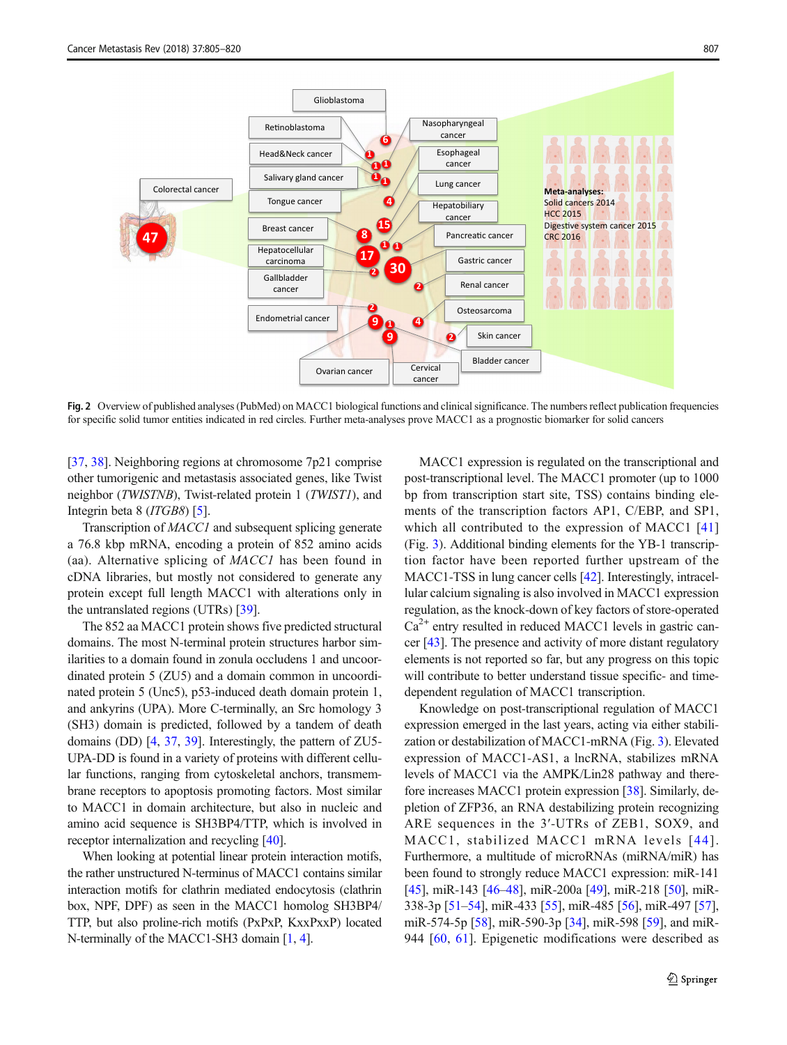Fig. 2 Overview of published analyses (PubMed) on MACC1 biological functions and clinical significance. The numbers reflect publication frequencies for specific solid tumor entities indicated in red circles. Further meta-analyses prove MACC1 as a prognostic biomarker for solid cancers

[37, 38]. Neighboring regions at chromosome 7p21 comprise other tumorigenic and metastasis associated genes, like Twist neighbor (*TWISTNB*), Twist-related protein 1 (*TWIST1*), and Integrin beta 8 (*ITGB8*) [5].

Transcription of *MACC1* and subsequent splicing generate a 76.8 kbp mRNA, encoding a protein of 852 amino acids (aa). Alternative splicing of *MACC1* has been found in cDNA libraries, but mostly not considered to generate any protein except full length MACC1 with alterations only in the untranslated regions (UTRs) [39].

The 852 aa MACC1 protein shows five predicted structural domains. The most N-terminal protein structures harbor similarities to a domain found in zonula occludens 1 and uncoordinated protein 5 (ZU5) and a domain common in uncoordinated protein 5 (Unc5), p53-induced death domain protein 1, and ankyrins (UPA). More C-terminally, an Src homology 3 (SH3) domain is predicted, followed by a tandem of death domains (DD) [4, 37, 39]. Interestingly, the pattern of ZU5-UPA-DD is found in a variety of proteins with different cellular functions, ranging from cytoskeletal anchors, transmembrane receptors to apoptosis promoting factors. Most similar to MACC1 in domain architecture, but also in nucleic and amino acid sequence is SH3BP4/TTP, which is involved in receptor internalization and recycling [40].

When looking at potential linear protein interaction motifs, the rather unstructured N-terminus of MACC1 contains similar interaction motifs for clathrin mediated endocytosis (clathrin box, NPF, DPF) as seen in the MACC1 homolog SH3BP4/TTP, but also proline-rich motifs (PxPxP, KxxPxxP) located N-terminally of the MACC1-SH3 domain [1, 4].

MACC1 expression is regulated on the transcriptional and post-transcriptional level. The MACC1 promoter (up to 1000 bp from transcription start site, TSS) contains binding elements of the transcription factors AP1, C/EBP, and SP1, which all contributed to the expression of MACC1 [41] (Fig. 3). Additional binding elements for the YB-1 transcription factor have been reported further upstream of the MACC1-TSS in lung cancer cells [42]. Interestingly, intracellular calcium signaling is also involved in MACC1 expression regulation, as the knock-down of key factors of store-operated $Ca^{2+}$ entry resulted in reduced MACC1 levels in gastric cancer [43]. The presence and activity of more distant regulatory elements is not reported so far, but any progress on this topic will contribute to better understand tissue specific- and time-dependent regulation of MACC1 transcription.

Knowledge on post-transcriptional regulation of MACC1 expression emerged in the last years, acting via either stabilization or destabilization of MACC1-mRNA (Fig. 3). Elevated expression of MACC1-AS1, a lncRNA, stabilizes mRNA levels of MACC1 via the AMPK/Lin28 pathway and therefore increases MACC1 protein expression [38]. Similarly, depletion of ZFP36, an RNA destabilizing protein recognizing ARE sequences in the 3′-UTRs of ZEB1, SOX9, and MACC1, stabilized MACC1 mRNA levels [44]. Furthermore, a multitude of microRNAs (miRNA/miR) has been found to strongly reduce MACC1 expression: miR-141 [45], miR-143 [46–48], miR-200a [49], miR-218 [50], miR-338-3p [51–54], miR-433 [55], miR-485 [56], miR-497 [57], miR-574-5p [58], miR-590-3p [34], miR-598 [59], and miR-944 [60, 61]. Epigenetic modifications were described as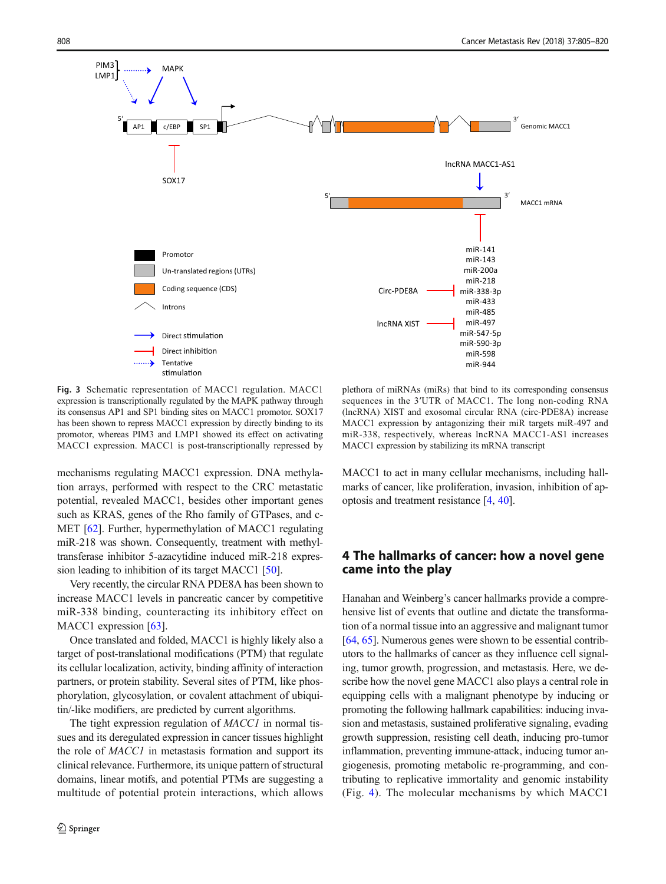**Fig. 3** Schematic representation of MACC1 regulation. MACC1 expression is transcriptionally regulated by the MAPK pathway through its consensus AP1 and SP1 binding sites on MACC1 promotor. SOX17 has been shown to repress MACC1 expression by directly binding to its promotor, whereas PIM3 and LMP1 showed its effect on activating MACC1 expression. MACC1 is post-transcriptionally repressed by plethora of miRNAs (miRs) that bind to its corresponding consensus sequences in the 3′UTR of MACC1. The long non-coding RNA (lncRNA) XIST and exosomal circular RNA (circ-PDE8A) increase MACC1 expression by antagonizing their miR targets miR-497 and miR-338, respectively, whereas lncRNA MACC1-AS1 increases MACC1 expression by stabilizing its mRNA transcript

mechanisms regulating MACC1 expression. DNA methylation arrays, performed with respect to the CRC metastatic potential, revealed MACC1, besides other important genes such as KRAS, genes of the Rho family of GTPases, and c-MET [62]. Further, hypermethylation of MACC1 regulating miR-218 was shown. Consequently, treatment with methyltransferase inhibitor 5-azacytidine induced miR-218 expression leading to inhibition of its target MACC1 [50].

Very recently, the circular RNA PDE8A has been shown to increase MACC1 levels in pancreatic cancer by competitive miR-338 binding, counteracting its inhibitory effect on MACC1 expression [63].

Once translated and folded, MACC1 is highly likely also a target of post-translational modifications (PTM) that regulate its cellular localization, activity, binding affinity of interaction partners, or protein stability. Several sites of PTM, like phosphorylation, glycosylation, or covalent attachment of ubiquitin/-like modifiers, are predicted by current algorithms.

The tight expression regulation of *MACC1* in normal tissues and its deregulated expression in cancer tissues highlight the role of *MACC1* in metastasis formation and support its clinical relevance. Furthermore, its unique pattern of structural domains, linear motifs, and potential PTMs are suggesting a multitude of potential protein interactions, which allows MACC1 to act in many cellular mechanisms, including hallmarks of cancer, like proliferation, invasion, inhibition of apoptosis and treatment resistance [4, 40].

## 4 The hallmarks of cancer: how a novel gene came into the play

Hanahan and Weinberg's cancer hallmarks provide a comprehensive list of events that outline and dictate the transformation of a normal tissue into an aggressive and malignant tumor [64, 65]. Numerous genes were shown to be essential contributors to the hallmarks of cancer as they influence cell signaling, tumor growth, progression, and metastasis. Here, we describe how the novel gene MACC1 also plays a central role in equipping cells with a malignant phenotype by inducing or promoting the following hallmark capabilities: inducing invasion and metastasis, sustained proliferative signaling, evading growth suppression, resisting cell death, inducing pro-tumor inflammation, preventing immune-attack, inducing tumor angiogenesis, promoting metabolic re-programming, and contributing to replicative immortality and genomic instability (Fig. 4). The molecular mechanisms by which MACC1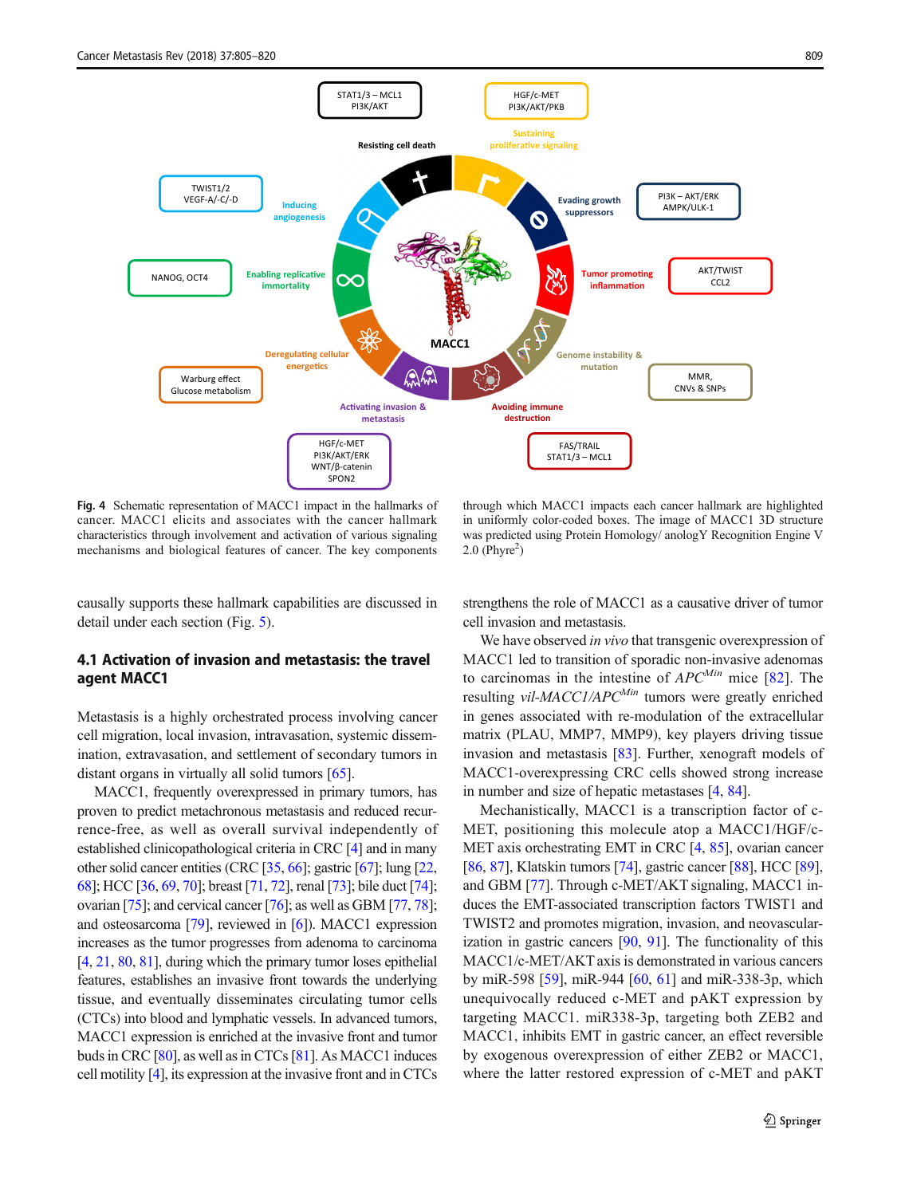Fig. 4 Schematic representation of MACC1 impact in the hallmarks of cancer. MACC1 elicits and associates with the cancer hallmark characteristics through involvement and activation of various signaling mechanisms and biological features of cancer. The key components through which MACC1 impacts each cancer hallmark are highlighted in uniformly color-coded boxes. The image of MACC1 3D structure was predicted using Protein Homology/ anologY Recognition Engine V 2.0 (Phyre[2])

causally supports these hallmark capabilities are discussed in detail under each section (Fig. 5).

### 4.1 Activation of invasion and metastasis: the travel agent MACC1

Metastasis is a highly orchestrated process involving cancer cell migration, local invasion, intravasation, systemic dissemination, extravasation, and settlement of secondary tumors in distant organs in virtually all solid tumors [65].

MACC1, frequently overexpressed in primary tumors, has proven to predict metachronous metastasis and reduced recurrence-free, as well as overall survival independently of established clinicopathological criteria in CRC [4] and in many other solid cancer entities (CRC [35, 66]; gastric [67]; lung [22, 68]; HCC [36, 69, 70]; breast [71, 72]; renal [73]; bile duct [74]; ovarian [75]; and cervical cancer [76]; as well as GBM [77, 78]; and osteosarcoma [79], reviewed in [6]). MACC1 expression increases as the tumor progresses from adenoma to carcinoma [4, 21, 80, 81], during which the primary tumor loses epithelial features, establishes an invasive front towards the underlying tissue, and eventually disseminates circulating tumor cells (CTCs) into blood and lymphatic vessels. In advanced tumors, MACC1 expression is enriched at the invasive front and tumor buds in CRC [80], as well as in CTCs [81]. As MACC1 induces cell motility [4], its expression at the invasive front and in CTCs strengthens the role of MACC1 as a causative driver of tumor cell invasion and metastasis.

We have observed *in vivo* that transgenic overexpression of MACC1 led to transition of sporadic non-invasive adenomas to carcinomas in the intestine of *APC*$^{Min}$ mice [82]. The resulting *vil-MACC1/APC*$^{Min}$ tumors were greatly enriched in genes associated with re-modulation of the extracellular matrix (PLAU, MMP7, MMP9), key players driving tissue invasion and metastasis [83]. Further, xenograft models of MACC1-overexpressing CRC cells showed strong increase in number and size of hepatic metastases [4, 84].

Mechanistically, MACC1 is a transcription factor of c-MET, positioning this molecule atop a MACC1/HGF/c-MET axis orchestrating EMT in CRC [4, 85], ovarian cancer [86, 87], Klatskin tumors [74], gastric cancer [88], HCC [89], and GBM [77]. Through c-MET/AKT signaling, MACC1 induces the EMT-associated transcription factors TWIST1 and TWIST2 and promotes migration, invasion, and neovascularization in gastric cancers [90, 91]. The functionality of this MACC1/c-MET/AKT axis is demonstrated in various cancers by miR-598 [59], miR-944 [60, 61] and miR-338-3p, which unequivocally reduced c-MET and pAKT expression by targeting MACC1. miR338-3p, targeting both ZEB2 and MACC1, inhibits EMT in gastric cancer, an effect reversible by exogenous overexpression of either ZEB2 or MACC1, where the latter restored expression of c-MET and pAKT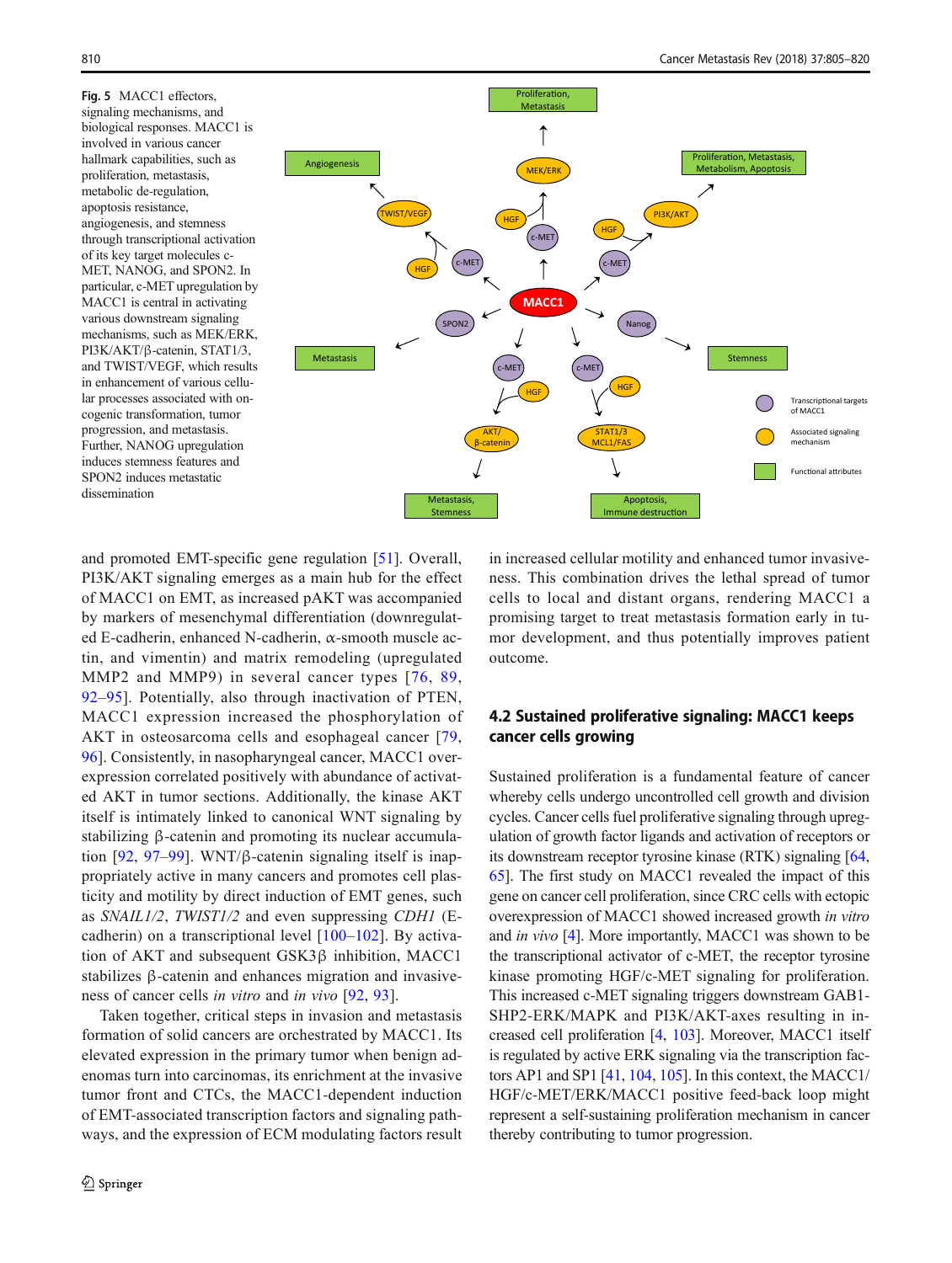**Fig. 5** MACC1 effectors, signaling mechanisms, and biological responses. MACC1 is involved in various cancer hallmark capabilities, such as proliferation, metastasis, metabolic de-regulation, apoptosis resistance, angiogenesis, and stemness through transcriptional activation of its key target molecules c-MET, NANOG, and SPON2. In particular, c-MET upregulation by MACC1 is central in activating various downstream signaling mechanisms, such as MEK/ERK, PI3K/AKT/β-catenin, STAT1/3, and TWIST/VEGF, which results in enhancement of various cellular processes associated with oncogenic transformation, tumor progression, and metastasis. Further, NANOG upregulation induces stemness features and SPON2 induces metastatic dissemination

and promoted EMT-specific gene regulation [51]. Overall, PI3K/AKT signaling emerges as a main hub for the effect of MACC1 on EMT, as increased pAKT was accompanied by markers of mesenchymal differentiation (downregulated E-cadherin, enhanced N-cadherin, α-smooth muscle actin, and vimentin) and matrix remodeling (upregulated MMP2 and MMP9) in several cancer types [76, 89, 92–95]. Potentially, also through inactivation of PTEN, MACC1 expression increased the phosphorylation of AKT in osteosarcoma cells and esophageal cancer [79, 96]. Consistently, in nasopharyngeal cancer, MACC1 overexpression correlated positively with abundance of activated AKT in tumor sections. Additionally, the kinase AKT itself is intimately linked to canonical WNT signaling by stabilizing β-catenin and promoting its nuclear accumulation [92, 97–99]. WNT/β-catenin signaling itself is inappropriately active in many cancers and promotes cell plasticity and motility by direct induction of EMT genes, such as *SNAIL1/2*, *TWIST1/2* and even suppressing *CDH1* (E-cadherin) on a transcriptional level [100–102]. By activation of AKT and subsequent GSK3β inhibition, MACC1 stabilizes β-catenin and enhances migration and invasiveness of cancer cells *in vitro* and *in vivo* [92, 93].

Taken together, critical steps in invasion and metastasis formation of solid cancers are orchestrated by MACC1. Its elevated expression in the primary tumor when benign adenomas turn into carcinomas, its enrichment at the invasive tumor front and CTCs, the MACC1-dependent induction of EMT-associated transcription factors and signaling pathways, and the expression of ECM modulating factors result in increased cellular motility and enhanced tumor invasiveness. This combination drives the lethal spread of tumor cells to local and distant organs, rendering MACC1 a promising target to treat metastasis formation early in tumor development, and thus potentially improves patient outcome.

### 4.2 Sustained proliferative signaling: MACC1 keeps cancer cells growing

Sustained proliferation is a fundamental feature of cancer whereby cells undergo uncontrolled cell growth and division cycles. Cancer cells fuel proliferative signaling through upregulation of growth factor ligands and activation of receptors or its downstream receptor tyrosine kinase (RTK) signaling [64, 65]. The first study on MACC1 revealed the impact of this gene on cancer cell proliferation, since CRC cells with ectopic overexpression of MACC1 showed increased growth *in vitro* and *in vivo* [4]. More importantly, MACC1 was shown to be the transcriptional activator of c-MET, the receptor tyrosine kinase promoting HGF/c-MET signaling for proliferation. This increased c-MET signaling triggers downstream GAB1-SHP2-ERK/MAPK and PI3K/AKT-axes resulting in increased cell proliferation [4, 103]. Moreover, MACC1 itself is regulated by active ERK signaling via the transcription factors AP1 and SP1 [41, 104, 105]. In this context, the MACC1/HGF/c-MET/ERK/MACC1 positive feed-back loop might represent a self-sustaining proliferation mechanism in cancer thereby contributing to tumor progression.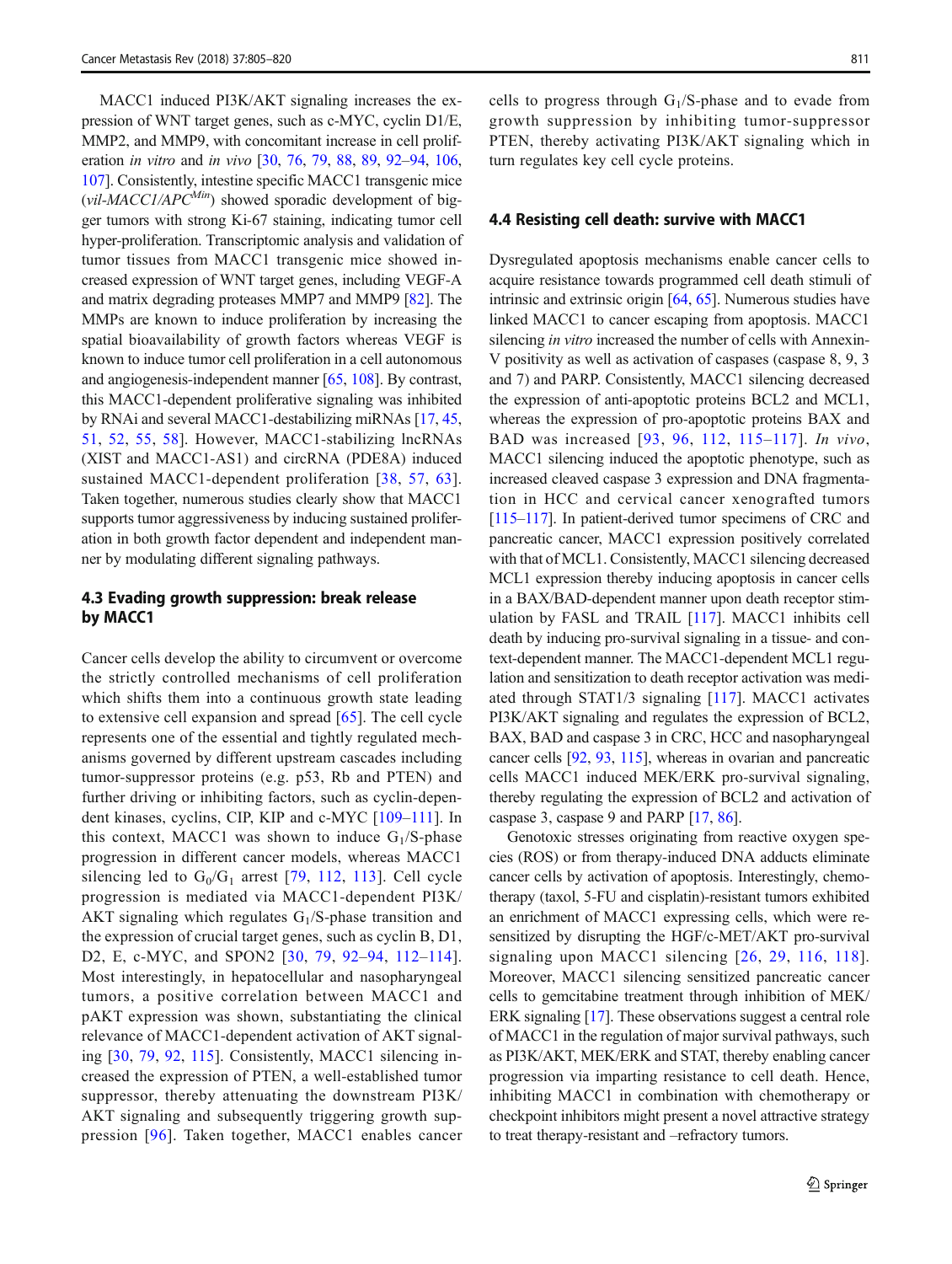MACC1 induced PI3K/AKT signaling increases the expression of WNT target genes, such as c-MYC, cyclin D1/E, MMP2, and MMP9, with concomitant increase in cell proliferation *in vitro* and *in vivo* [30, 76, 79, 88, 89, 92–94, 106, 107]. Consistently, intestine specific MACC1 transgenic mice (*vil-MACC1/APC$^{Min}$*) showed sporadic development of bigger tumors with strong Ki-67 staining, indicating tumor cell hyper-proliferation. Transcriptomic analysis and validation of tumor tissues from MACC1 transgenic mice showed increased expression of WNT target genes, including VEGF-A and matrix degrading proteases MMP7 and MMP9 [82]. The MMPs are known to induce proliferation by increasing the spatial bioavailability of growth factors whereas VEGF is known to induce tumor cell proliferation in a cell autonomous and angiogenesis-independent manner [65, 108]. By contrast, this MACC1-dependent proliferative signaling was inhibited by RNAi and several MACC1-destabilizing miRNAs [17, 45, 51, 52, 55, 58]. However, MACC1-stabilizing lncRNAs (XIST and MACC1-AS1) and circRNA (PDE8A) induced sustained MACC1-dependent proliferation [38, 57, 63]. Taken together, numerous studies clearly show that MACC1 supports tumor aggressiveness by inducing sustained proliferation in both growth factor dependent and independent manner by modulating different signaling pathways.

### 4.3 Evading growth suppression: break release by MACC1

Cancer cells develop the ability to circumvent or overcome the strictly controlled mechanisms of cell proliferation which shifts them into a continuous growth state leading to extensive cell expansion and spread [65]. The cell cycle represents one of the essential and tightly regulated mechanisms governed by different upstream cascades including tumor-suppressor proteins (e.g. p53, Rb and PTEN) and further driving or inhibiting factors, such as cyclin-dependent kinases, cyclins, CIP, KIP and c-MYC [109–111]. In this context, MACC1 was shown to induce $G_1$/S-phase progression in different cancer models, whereas MACC1 silencing led to $G_0$/$G_1$ arrest [79, 112, 113]. Cell cycle progression is mediated via MACC1-dependent PI3K/AKT signaling which regulates $G_1$/S-phase transition and the expression of crucial target genes, such as cyclin B, D1, D2, E, c-MYC, and SPON2 [30, 79, 92–94, 112–114]. Most interestingly, in hepatocellular and nasopharyngeal tumors, a positive correlation between MACC1 and pAKT expression was shown, substantiating the clinical relevance of MACC1-dependent activation of AKT signaling [30, 79, 92, 115]. Consistently, MACC1 silencing increased the expression of PTEN, a well-established tumor suppressor, thereby attenuating the downstream PI3K/AKT signaling and subsequently triggering growth suppression [96]. Taken together, MACC1 enables cancer cells to progress through $G_1$/S-phase and to evade from growth suppression by inhibiting tumor-suppressor PTEN, thereby activating PI3K/AKT signaling which in turn regulates key cell cycle proteins.

### 4.4 Resisting cell death: survive with MACC1

Dysregulated apoptosis mechanisms enable cancer cells to acquire resistance towards programmed cell death stimuli of intrinsic and extrinsic origin [64, 65]. Numerous studies have linked MACC1 to cancer escaping from apoptosis. MACC1 silencing *in vitro* increased the number of cells with Annexin-V positivity as well as activation of caspases (caspase 8, 9, 3 and 7) and PARP. Consistently, MACC1 silencing decreased the expression of anti-apoptotic proteins BCL2 and MCL1, whereas the expression of pro-apoptotic proteins BAX and BAD was increased [93, 96, 112, 115–117]. *In vivo*, MACC1 silencing induced the apoptotic phenotype, such as increased cleaved caspase 3 expression and DNA fragmentation in HCC and cervical cancer xenografted tumors [115–117]. In patient-derived tumor specimens of CRC and pancreatic cancer, MACC1 expression positively correlated with that of MCL1. Consistently, MACC1 silencing decreased MCL1 expression thereby inducing apoptosis in cancer cells in a BAX/BAD-dependent manner upon death receptor stimulation by FASL and TRAIL [117]. MACC1 inhibits cell death by inducing pro-survival signaling in a tissue- and context-dependent manner. The MACC1-dependent MCL1 regulation and sensitization to death receptor activation was mediated through STAT1/3 signaling [117]. MACC1 activates PI3K/AKT signaling and regulates the expression of BCL2, BAX, BAD and caspase 3 in CRC, HCC and nasopharyngeal cancer cells [92, 93, 115], whereas in ovarian and pancreatic cells MACC1 induced MEK/ERK pro-survival signaling, thereby regulating the expression of BCL2 and activation of caspase 3, caspase 9 and PARP [17, 86].

Genotoxic stresses originating from reactive oxygen species (ROS) or from therapy-induced DNA adducts eliminate cancer cells by activation of apoptosis. Interestingly, chemotherapy (taxol, 5-FU and cisplatin)-resistant tumors exhibited an enrichment of MACC1 expressing cells, which were re-sensitized by disrupting the HGF/c-MET/AKT pro-survival signaling upon MACC1 silencing [26, 29, 116, 118]. Moreover, MACC1 silencing sensitized pancreatic cancer cells to gemcitabine treatment through inhibition of MEK/ERK signaling [17]. These observations suggest a central role of MACC1 in the regulation of major survival pathways, such as PI3K/AKT, MEK/ERK and STAT, thereby enabling cancer progression via imparting resistance to cell death. Hence, inhibiting MACC1 in combination with chemotherapy or checkpoint inhibitors might present a novel attractive strategy to treat therapy-resistant and –refractory tumors.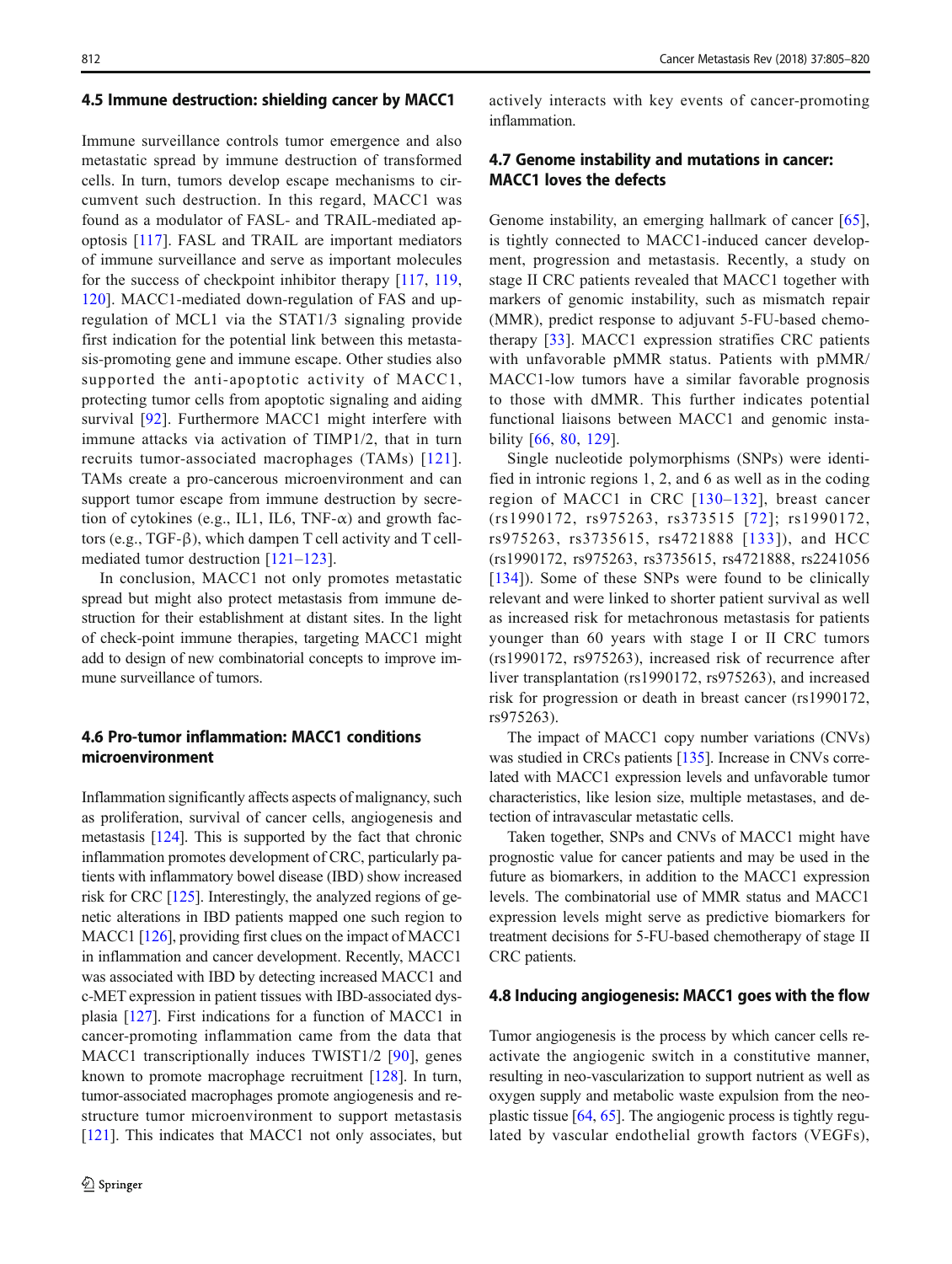### 4.5 Immune destruction: shielding cancer by MACC1

Immune surveillance controls tumor emergence and also metastatic spread by immune destruction of transformed cells. In turn, tumors develop escape mechanisms to circumvent such destruction. In this regard, MACC1 was found as a modulator of FASL- and TRAIL-mediated apoptosis [117]. FASL and TRAIL are important mediators of immune surveillance and serve as important molecules for the success of checkpoint inhibitor therapy [117, 119, 120]. MACC1-mediated down-regulation of FAS and up-regulation of MCL1 via the STAT1/3 signaling provide first indication for the potential link between this metastasis-promoting gene and immune escape. Other studies also supported the anti-apoptotic activity of MACC1, protecting tumor cells from apoptotic signaling and aiding survival [92]. Furthermore MACC1 might interfere with immune attacks via activation of TIMP1/2, that in turn recruits tumor-associated macrophages (TAMs) [121]. TAMs create a pro-cancerous microenvironment and can support tumor escape from immune destruction by secretion of cytokines (e.g., IL1, IL6, TNF-α) and growth factors (e.g., TGF-β), which dampen T cell activity and T cell-mediated tumor destruction [121–123].

In conclusion, MACC1 not only promotes metastatic spread but might also protect metastasis from immune destruction for their establishment at distant sites. In the light of check-point immune therapies, targeting MACC1 might add to design of new combinatorial concepts to improve immune surveillance of tumors.

### 4.6 Pro-tumor inflammation: MACC1 conditions microenvironment

Inflammation significantly affects aspects of malignancy, such as proliferation, survival of cancer cells, angiogenesis and metastasis [124]. This is supported by the fact that chronic inflammation promotes development of CRC, particularly patients with inflammatory bowel disease (IBD) show increased risk for CRC [125]. Interestingly, the analyzed regions of genetic alterations in IBD patients mapped one such region to MACC1 [126], providing first clues on the impact of MACC1 in inflammation and cancer development. Recently, MACC1 was associated with IBD by detecting increased MACC1 and c-MET expression in patient tissues with IBD-associated dysplasia [127]. First indications for a function of MACC1 in cancer-promoting inflammation came from the data that MACC1 transcriptionally induces TWIST1/2 [90], genes known to promote macrophage recruitment [128]. In turn, tumor-associated macrophages promote angiogenesis and restructure tumor microenvironment to support metastasis [121]. This indicates that MACC1 not only associates, but actively interacts with key events of cancer-promoting inflammation.

### 4.7 Genome instability and mutations in cancer: MACC1 loves the defects

Genome instability, an emerging hallmark of cancer [65], is tightly connected to MACC1-induced cancer development, progression and metastasis. Recently, a study on stage II CRC patients revealed that MACC1 together with markers of genomic instability, such as mismatch repair (MMR), predict response to adjuvant 5-FU-based chemotherapy [33]. MACC1 expression stratifies CRC patients with unfavorable pMMR status. Patients with pMMR/MACC1-low tumors have a similar favorable prognosis to those with dMMR. This further indicates potential functional liaisons between MACC1 and genomic instability [66, 80, 129].

Single nucleotide polymorphisms (SNPs) were identified in intronic regions 1, 2, and 6 as well as in the coding region of MACC1 in CRC [130–132], breast cancer (rs1990172, rs975263, rs373515 [72]; rs1990172, rs975263, rs3735615, rs4721888 [133]), and HCC (rs1990172, rs975263, rs3735615, rs4721888, rs2241056 [134]). Some of these SNPs were found to be clinically relevant and were linked to shorter patient survival as well as increased risk for metachronous metastasis for patients younger than 60 years with stage I or II CRC tumors (rs1990172, rs975263), increased risk of recurrence after liver transplantation (rs1990172, rs975263), and increased risk for progression or death in breast cancer (rs1990172, rs975263).

The impact of MACC1 copy number variations (CNVs) was studied in CRCs patients [135]. Increase in CNVs correlated with MACC1 expression levels and unfavorable tumor characteristics, like lesion size, multiple metastases, and detection of intravascular metastatic cells.

Taken together, SNPs and CNVs of MACC1 might have prognostic value for cancer patients and may be used in the future as biomarkers, in addition to the MACC1 expression levels. The combinatorial use of MMR status and MACC1 expression levels might serve as predictive biomarkers for treatment decisions for 5-FU-based chemotherapy of stage II CRC patients.

### 4.8 Inducing angiogenesis: MACC1 goes with the flow

Tumor angiogenesis is the process by which cancer cells reactivate the angiogenic switch in a constitutive manner, resulting in neo-vascularization to support nutrient as well as oxygen supply and metabolic waste expulsion from the neoplastic tissue [64, 65]. The angiogenic process is tightly regulated by vascular endothelial growth factors (VEGFs),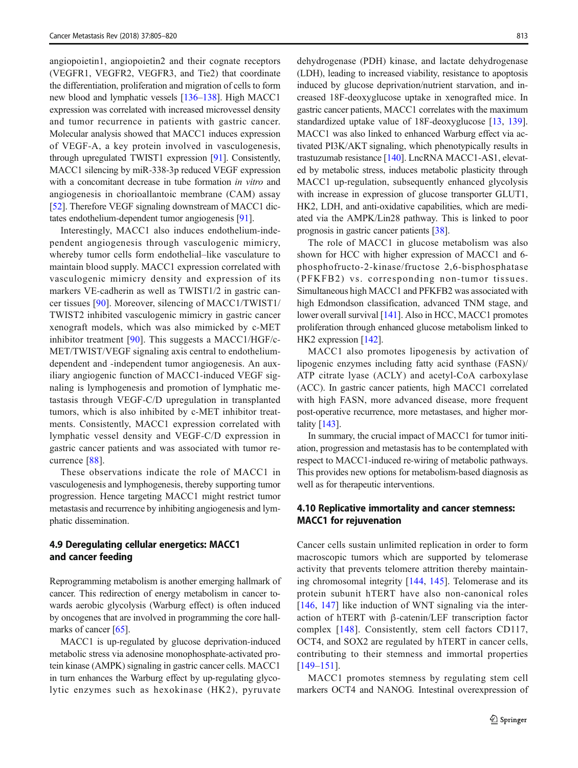angiopoietin1, angiopoietin2 and their cognate receptors (VEGFR1, VEGFR2, VEGFR3, and Tie2) that coordinate the differentiation, proliferation and migration of cells to form new blood and lymphatic vessels [136–138]. High MACC1 expression was correlated with increased microvessel density and tumor recurrence in patients with gastric cancer. Molecular analysis showed that MACC1 induces expression of VEGF-A, a key protein involved in vasculogenesis, through upregulated TWIST1 expression [91]. Consistently, MACC1 silencing by miR-338-3p reduced VEGF expression with a concomitant decrease in tube formation *in vitro* and angiogenesis in chorioallantoic membrane (CAM) assay [52]. Therefore VEGF signaling downstream of MACC1 dictates endothelium-dependent tumor angiogenesis [91].

Interestingly, MACC1 also induces endothelium-independent angiogenesis through vasculogenic mimicry, whereby tumor cells form endothelial–like vasculature to maintain blood supply. MACC1 expression correlated with vasculogenic mimicry density and expression of its markers VE-cadherin as well as TWIST1/2 in gastric cancer tissues [90]. Moreover, silencing of MACC1/TWIST1/TWIST2 inhibited vasculogenic mimicry in gastric cancer xenograft models, which was also mimicked by c-MET inhibitor treatment [90]. This suggests a MACC1/HGF/c-MET/TWIST/VEGF signaling axis central to endothelium-dependent and -independent tumor angiogenesis. An auxiliary angiogenic function of MACC1-induced VEGF signaling is lymphogenesis and promotion of lymphatic metastasis through VEGF-C/D upregulation in transplanted tumors, which is also inhibited by c-MET inhibitor treatments. Consistently, MACC1 expression correlated with lymphatic vessel density and VEGF-C/D expression in gastric cancer patients and was associated with tumor recurrence [88].

These observations indicate the role of MACC1 in vasculogenesis and lymphogenesis, thereby supporting tumor progression. Hence targeting MACC1 might restrict tumor metastasis and recurrence by inhibiting angiogenesis and lymphatic dissemination.

### 4.9 Deregulating cellular energetics: MACC1 and cancer feeding

Reprogramming metabolism is another emerging hallmark of cancer. This redirection of energy metabolism in cancer towards aerobic glycolysis (Warburg effect) is often induced by oncogenes that are involved in programming the core hallmarks of cancer [65].

MACC1 is up-regulated by glucose deprivation-induced metabolic stress via adenosine monophosphate-activated protein kinase (AMPK) signaling in gastric cancer cells. MACC1 in turn enhances the Warburg effect by up-regulating glycolytic enzymes such as hexokinase (HK2), pyruvate dehydrogenase (PDH) kinase, and lactate dehydrogenase (LDH), leading to increased viability, resistance to apoptosis induced by glucose deprivation/nutrient starvation, and increased 18F-deoxyglucose uptake in xenografted mice. In gastric cancer patients, MACC1 correlates with the maximum standardized uptake value of 18F-deoxyglucose [13, 139]. MACC1 was also linked to enhanced Warburg effect via activated PI3K/AKT signaling, which phenotypically results in trastuzumab resistance [140]. LncRNA MACC1-AS1, elevated by metabolic stress, induces metabolic plasticity through MACC1 up-regulation, subsequently enhanced glycolysis with increase in expression of glucose transporter GLUT1, HK2, LDH, and anti-oxidative capabilities, which are mediated via the AMPK/Lin28 pathway. This is linked to poor prognosis in gastric cancer patients [38].

The role of MACC1 in glucose metabolism was also shown for HCC with higher expression of MACC1 and 6-phosphofructo-2-kinase/fructose 2,6-bisphosphatase (PFKFB2) vs. corresponding non-tumor tissues. Simultaneous high MACC1 and PFKFB2 was associated with high Edmondson classification, advanced TNM stage, and lower overall survival [141]. Also in HCC, MACC1 promotes proliferation through enhanced glucose metabolism linked to HK2 expression [142].

MACC1 also promotes lipogenesis by activation of lipogenic enzymes including fatty acid synthase (FASN)/ATP citrate lyase (ACLY) and acetyl-CoA carboxylase (ACC). In gastric cancer patients, high MACC1 correlated with high FASN, more advanced disease, more frequent post-operative recurrence, more metastases, and higher mortality [143].

In summary, the crucial impact of MACC1 for tumor initiation, progression and metastasis has to be contemplated with respect to MACC1-induced re-wiring of metabolic pathways. This provides new options for metabolism-based diagnosis as well as for therapeutic interventions.

### 4.10 Replicative immortality and cancer stemness: MACC1 for rejuvenation

Cancer cells sustain unlimited replication in order to form macroscopic tumors which are supported by telomerase activity that prevents telomere attrition thereby maintaining chromosomal integrity [144, 145]. Telomerase and its protein subunit hTERT have also non-canonical roles [146, 147] like induction of WNT signaling via the interaction of hTERT with β-catenin/LEF transcription factor complex [148]. Consistently, stem cell factors CD117, OCT4, and SOX2 are regulated by hTERT in cancer cells, contributing to their stemness and immortal properties [149–151].

MACC1 promotes stemness by regulating stem cell markers OCT4 and NANOG. Intestinal overexpression of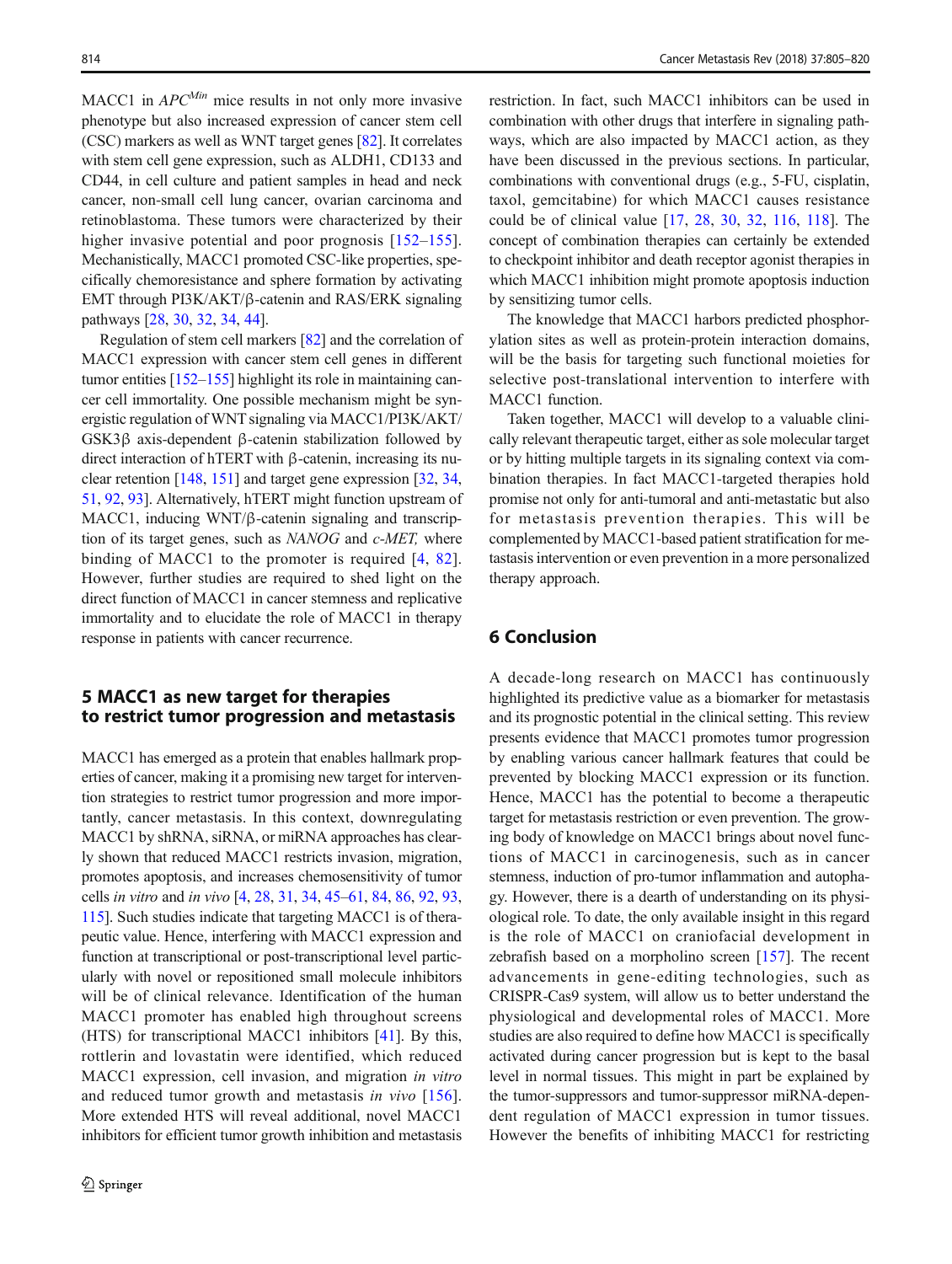MACC1 in $APC^{Min}$ mice results in not only more invasive phenotype but also increased expression of cancer stem cell (CSC) markers as well as WNT target genes [82]. It correlates with stem cell gene expression, such as ALDH1, CD133 and CD44, in cell culture and patient samples in head and neck cancer, non-small cell lung cancer, ovarian carcinoma and retinoblastoma. These tumors were characterized by their higher invasive potential and poor prognosis [152–155]. Mechanistically, MACC1 promoted CSC-like properties, specifically chemoresistance and sphere formation by activating EMT through PI3K/AKT/β-catenin and RAS/ERK signaling pathways [28, 30, 32, 34, 44].

Regulation of stem cell markers [82] and the correlation of MACC1 expression with cancer stem cell genes in different tumor entities [152–155] highlight its role in maintaining cancer cell immortality. One possible mechanism might be synergistic regulation of WNT signaling via MACC1/PI3K/AKT/GSK3β axis-dependent β-catenin stabilization followed by direct interaction of hTERT with β-catenin, increasing its nuclear retention [148, 151] and target gene expression [32, 34, 51, 92, 93]. Alternatively, hTERT might function upstream of MACC1, inducing WNT/β-catenin signaling and transcription of its target genes, such as *NANOG* and *c-MET,* where binding of MACC1 to the promoter is required [4, 82]. However, further studies are required to shed light on the direct function of MACC1 in cancer stemness and replicative immortality and to elucidate the role of MACC1 in therapy response in patients with cancer recurrence.

## 5 MACC1 as new target for therapies to restrict tumor progression and metastasis

MACC1 has emerged as a protein that enables hallmark properties of cancer, making it a promising new target for intervention strategies to restrict tumor progression and more importantly, cancer metastasis. In this context, downregulating MACC1 by shRNA, siRNA, or miRNA approaches has clearly shown that reduced MACC1 restricts invasion, migration, promotes apoptosis, and increases chemosensitivity of tumor cells *in vitro* and *in vivo* [4, 28, 31, 34, 45–61, 84, 86, 92, 93, 115]. Such studies indicate that targeting MACC1 is of therapeutic value. Hence, interfering with MACC1 expression and function at transcriptional or post-transcriptional level particularly with novel or repositioned small molecule inhibitors will be of clinical relevance. Identification of the human MACC1 promoter has enabled high throughout screens (HTS) for transcriptional MACC1 inhibitors [41]. By this, rottlerin and lovastatin were identified, which reduced MACC1 expression, cell invasion, and migration *in vitro* and reduced tumor growth and metastasis *in vivo* [156]. More extended HTS will reveal additional, novel MACC1 inhibitors for efficient tumor growth inhibition and metastasis restriction. In fact, such MACC1 inhibitors can be used in combination with other drugs that interfere in signaling pathways, which are also impacted by MACC1 action, as they have been discussed in the previous sections. In particular, combinations with conventional drugs (e.g., 5-FU, cisplatin, taxol, gemcitabine) for which MACC1 causes resistance could be of clinical value [17, 28, 30, 32, 116, 118]. The concept of combination therapies can certainly be extended to checkpoint inhibitor and death receptor agonist therapies in which MACC1 inhibition might promote apoptosis induction by sensitizing tumor cells.

The knowledge that MACC1 harbors predicted phosphorylation sites as well as protein-protein interaction domains, will be the basis for targeting such functional moieties for selective post-translational intervention to interfere with MACC1 function.

Taken together, MACC1 will develop to a valuable clinically relevant therapeutic target, either as sole molecular target or by hitting multiple targets in its signaling context via combination therapies. In fact MACC1-targeted therapies hold promise not only for anti-tumoral and anti-metastatic but also for metastasis prevention therapies. This will be complemented by MACC1-based patient stratification for metastasis intervention or even prevention in a more personalized therapy approach.

## 6 Conclusion

A decade-long research on MACC1 has continuously highlighted its predictive value as a biomarker for metastasis and its prognostic potential in the clinical setting. This review presents evidence that MACC1 promotes tumor progression by enabling various cancer hallmark features that could be prevented by blocking MACC1 expression or its function. Hence, MACC1 has the potential to become a therapeutic target for metastasis restriction or even prevention. The growing body of knowledge on MACC1 brings about novel functions of MACC1 in carcinogenesis, such as in cancer stemness, induction of pro-tumor inflammation and autophagy. However, there is a dearth of understanding on its physiological role. To date, the only available insight in this regard is the role of MACC1 on craniofacial development in zebrafish based on a morpholino screen [157]. The recent advancements in gene-editing technologies, such as CRISPR-Cas9 system, will allow us to better understand the physiological and developmental roles of MACC1. More studies are also required to define how MACC1 is specifically activated during cancer progression but is kept to the basal level in normal tissues. This might in part be explained by the tumor-suppressors and tumor-suppressor miRNA-dependent regulation of MACC1 expression in tumor tissues. However the benefits of inhibiting MACC1 for restricting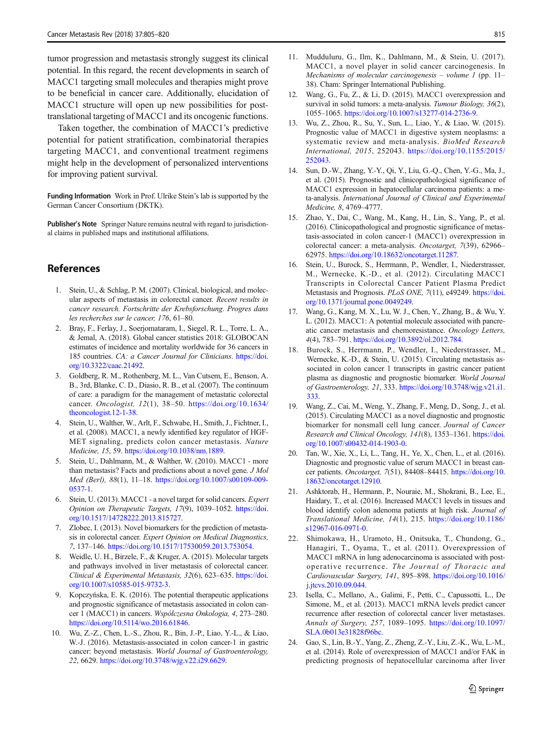tumor progression and metastasis strongly suggest its clinical potential. In this regard, the recent developments in search of MACC1 targeting small molecules and therapies might prove to be beneficial in cancer care. Additionally, elucidation of MACC1 structure will open up new possibilities for post-translational targeting of MACC1 and its oncogenic functions.

Taken together, the combination of MACC1's predictive potential for patient stratification, combinatorial therapies targeting MACC1, and conventional treatment regimens might help in the development of personalized interventions for improving patient survival.

**Funding Information** Work in Prof. Ulrike Stein's lab is supported by the German Cancer Consortium (DKTK).

**Publisher's Note** Springer Nature remains neutral with regard to jurisdictional claims in published maps and institutional affiliations.

## References

1. Stein, U., & Schlag, P. M. (2007). Clinical, biological, and molecular aspects of metastasis in colorectal cancer. *Recent results in cancer research. Fortschritte der Krebsforschung. Progres dans les recherches sur le cancer, 176*, 61–80.
2. Bray, F., Ferlay, J., Soerjomataram, I., Siegel, R. L., Torre, L. A., & Jemal, A. (2018). Global cancer statistics 2018: GLOBOCAN estimates of incidence and mortality worldwide for 36 cancers in 185 countries. *CA: a Cancer Journal for Clinicians*. https://doi.org/10.3322/caac.21492.
3. Goldberg, R. M., Rothenberg, M. L., Van Cutsem, E., Benson, A. B., 3rd, Blanke, C. D., Diasio, R. B., et al. (2007). The continuum of care: a paradigm for the management of metastatic colorectal cancer. *Oncologist, 12*(1), 38–50. https://doi.org/10.1634/theoncologist.12-1-38.
4. Stein, U., Walther, W., Arlt, F., Schwabe, H., Smith, J., Fichtner, I., et al. (2008). MACC1, a newly identified key regulator of HGF-MET signaling, predicts colon cancer metastasis. *Nature Medicine, 15*, 59. https://doi.org/10.1038/nm.1889.
5. Stein, U., Dahlmann, M., & Walther, W. (2010). MACC1 - more than metastasis? Facts and predictions about a novel gene. *J Mol Med (Berl), 88*(1), 11–18. https://doi.org/10.1007/s00109-009-0537-1.
6. Stein, U. (2013). MACC1 - a novel target for solid cancers. *Expert Opinion on Therapeutic Targets, 17*(9), 1039–1052. https://doi.org/10.1517/14728222.2013.815727.
7. Zlobec, I. (2013). Novel biomarkers for the prediction of metastasis in colorectal cancer. *Expert Opinion on Medical Diagnostics, 7*, 137–146. https://doi.org/10.1517/17530059.2013.753054.
8. Weidle, U. H., Birzele, F., & Kruger, A. (2015). Molecular targets and pathways involved in liver metastasis of colorectal cancer. *Clinical & Experimental Metastasis, 32*(6), 623–635. https://doi.org/10.1007/s10585-015-9732-3.
9. Kopczyńska, E. K. (2016). The potential therapeutic applications and prognostic significance of metastasis associated in colon cancer 1 (MACC1) in cancers. *Współczesna Onkologia, 4*, 273–280. https://doi.org/10.5114/wo.2016.61846.
10. Wu, Z.-Z., Chen, L.-S., Zhou, R., Bin, J.-P., Liao, Y.-L., & Liao, W.-J. (2016). Metastasis-associated in colon cancer-1 in gastric cancer: beyond metastasis. *World Journal of Gastroenterology, 22*, 6629. https://doi.org/10.3748/wjg.v22.i29.6629.
11. Mudduluru, G., Ilm, K., Dahlmann, M., & Stein, U. (2017). MACC1, a novel player in solid cancer carcinogenesis. In *Mechanisms of molecular carcinogenesis – volume 1* (pp. 11–38). Cham: Springer International Publishing.
12. Wang, G., Fu, Z., & Li, D. (2015). MACC1 overexpression and survival in solid tumors: a meta-analysis. *Tumour Biology, 36*(2), 1055–1065. https://doi.org/10.1007/s13277-014-2736-9.
13. Wu, Z., Zhou, R., Su, Y., Sun, L., Liao, Y., & Liao, W. (2015). Prognostic value of MACC1 in digestive system neoplasms: a systematic review and meta-analysis. *BioMed Research International, 2015*, 252043. https://doi.org/10.1155/2015/252043.
14. Sun, D.-W., Zhang, Y.-Y., Qi, Y., Liu, G.-Q., Chen, Y.-G., Ma, J., et al. (2015). Prognostic and clinicopathological significance of MACC1 expression in hepatocellular carcinoma patients: a meta-analysis. *International Journal of Clinical and Experimental Medicine, 8*, 4769–4777.
15. Zhao, Y., Dai, C., Wang, M., Kang, H., Lin, S., Yang, P., et al. (2016). Clinicopathological and prognostic significance of metastasis-associated in colon cancer-1 (MACC1) overexpression in colorectal cancer: a meta-analysis. *Oncotarget, 7*(39), 62966–62975. https://doi.org/10.18632/oncotarget.11287.
16. Stein, U., Burock, S., Herrmann, P., Wendler, I., Niederstrasser, M., Wernecke, K.-D., et al. (2012). Circulating MACC1 Transcripts in Colorectal Cancer Patient Plasma Predict Metastasis and Prognosis. *PLoS ONE, 7*(11), e49249. https://doi.org/10.1371/journal.pone.0049249.
17. Wang, G., Kang, M. X., Lu, W. J., Chen, Y., Zhang, B., & Wu, Y. L. (2012). MACC1: A potential molecule associated with pancreatic cancer metastasis and chemoresistance. *Oncology Letters, 4*(4), 783–791. https://doi.org/10.3892/ol.2012.784.
18. Burock, S., Herrmann, P., Wendler, I., Niederstrasser, M., Wernecke, K.-D., & Stein, U. (2015). Circulating metastasis associated in colon cancer 1 transcripts in gastric cancer patient plasma as diagnostic and prognostic biomarker. *World Journal of Gastroenterology, 21*, 333. https://doi.org/10.3748/wjg.v21.i1.333.
19. Wang, Z., Cai, M., Weng, Y., Zhang, F., Meng, D., Song, J., et al. (2015). Circulating MACC1 as a novel diagnostic and prognostic biomarker for nonsmall cell lung cancer. *Journal of Cancer Research and Clinical Oncology, 141*(8), 1353–1361. https://doi.org/10.1007/s00432-014-1903-0.
20. Tan, W., Xie, X., Li, L., Tang, H., Ye, X., Chen, L., et al. (2016). Diagnostic and prognostic value of serum MACC1 in breast cancer patients. *Oncotarget, 7*(51), 84408–84415. https://doi.org/10.18632/oncotarget.12910.
21. Ashktorab, H., Hermann, P., Nouraie, M., Shokrani, B., Lee, E., Haidary, T., et al. (2016). Increased MACC1 levels in tissues and blood identify colon adenoma patients at high risk. *Journal of Translational Medicine, 14*(1), 215. https://doi.org/10.1186/s12967-016-0971-0.
22. Shimokawa, H., Uramoto, H., Onitsuka, T., Chundong, G., Hanagiri, T., Oyama, T., et al. (2011). Overexpression of MACC1 mRNA in lung adenocarcinoma is associated with postoperative recurrence. *The Journal of Thoracic and Cardiovascular Surgery, 141*, 895–898. https://doi.org/10.1016/j.jtcvs.2010.09.044.
23. Isella, C., Mellano, A., Galimi, F., Petti, C., Capussotti, L., De Simone, M., et al. (2013). MACC1 mRNA levels predict cancer recurrence after resection of colorectal cancer liver metastases. *Annals of Surgery, 257*, 1089–1095. https://doi.org/10.1097/SLA.0b013e31828f96bc.
24. Gao, S., Lin, B.-Y., Yang, Z., Zheng, Z.-Y., Liu, Z.-K., Wu, L.-M., et al. (2014). Role of overexpression of MACC1 and/or FAK in predicting prognosis of hepatocellular carcinoma after liver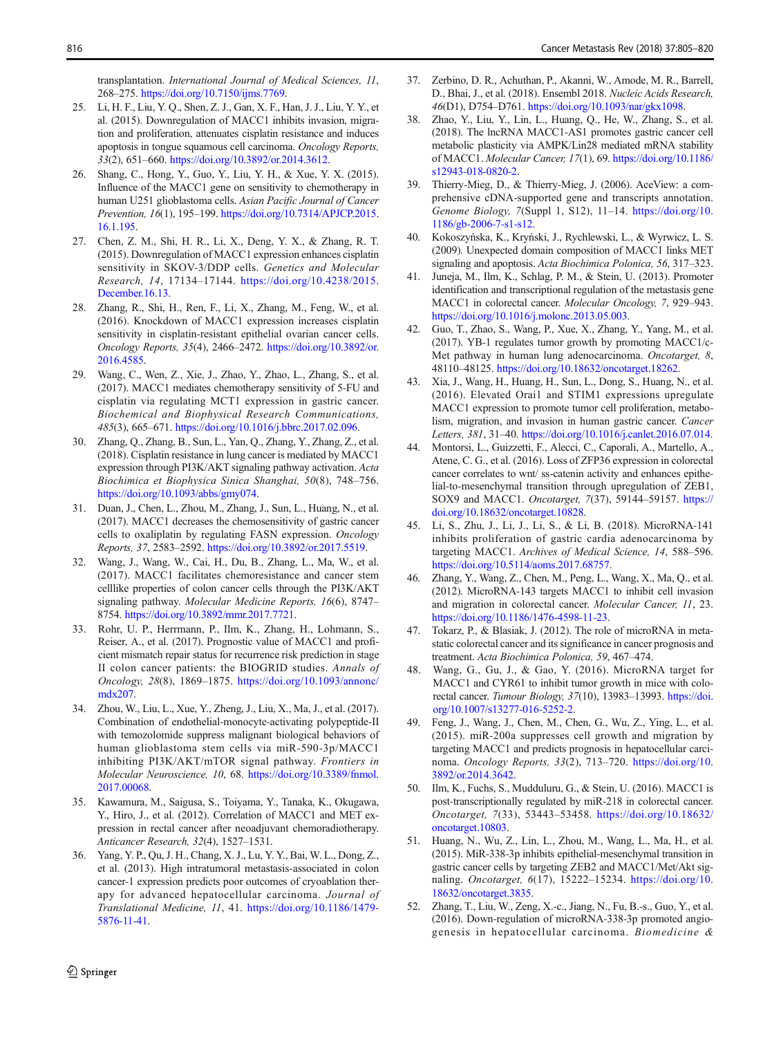transplantation. *International Journal of Medical Sciences, 11*, 268–275. https://doi.org/10.7150/ijms.7769.

25. Li, H. F., Liu, Y. Q., Shen, Z. J., Gan, X. F., Han, J. J., Liu, Y. Y., et al. (2015). Downregulation of MACC1 inhibits invasion, migration and proliferation, attenuates cisplatin resistance and induces apoptosis in tongue squamous cell carcinoma. *Oncology Reports, 33*(2), 651–660. https://doi.org/10.3892/or.2014.3612.
26. Shang, C., Hong, Y., Guo, Y., Liu, Y. H., & Xue, Y. X. (2015). Influence of the MACC1 gene on sensitivity to chemotherapy in human U251 glioblastoma cells. *Asian Pacific Journal of Cancer Prevention, 16*(1), 195–199. https://doi.org/10.7314/APJCP.2015.16.1.195.
27. Chen, Z. M., Shi, H. R., Li, X., Deng, Y. X., & Zhang, R. T. (2015). Downregulation of MACC1 expression enhances cisplatin sensitivity in SKOV-3/DDP cells. *Genetics and Molecular Research, 14*, 17134–17144. https://doi.org/10.4238/2015.December.16.13.
28. Zhang, R., Shi, H., Ren, F., Li, X., Zhang, M., Feng, W., et al. (2016). Knockdown of MACC1 expression increases cisplatin sensitivity in cisplatin-resistant epithelial ovarian cancer cells. *Oncology Reports, 35*(4), 2466–2472. https://doi.org/10.3892/or.2016.4585.
29. Wang, C., Wen, Z., Xie, J., Zhao, Y., Zhao, L., Zhang, S., et al. (2017). MACC1 mediates chemotherapy sensitivity of 5-FU and cisplatin via regulating MCT1 expression in gastric cancer. *Biochemical and Biophysical Research Communications, 485*(3), 665–671. https://doi.org/10.1016/j.bbrc.2017.02.096.
30. Zhang, Q., Zhang, B., Sun, L., Yan, Q., Zhang, Y., Zhang, Z., et al. (2018). Cisplatin resistance in lung cancer is mediated by MACC1 expression through PI3K/AKT signaling pathway activation. *Acta Biochimica et Biophysica Sinica Shanghai, 50*(8), 748–756. https://doi.org/10.1093/abbs/gmy074.
31. Duan, J., Chen, L., Zhou, M., Zhang, J., Sun, L., Huang, N., et al. (2017). MACC1 decreases the chemosensitivity of gastric cancer cells to oxaliplatin by regulating FASN expression. *Oncology Reports, 37*, 2583–2592. https://doi.org/10.3892/or.2017.5519.
32. Wang, J., Wang, W., Cai, H., Du, B., Zhang, L., Ma, W., et al. (2017). MACC1 facilitates chemoresistance and cancer stem celllike properties of colon cancer cells through the PI3K/AKT signaling pathway. *Molecular Medicine Reports, 16*(6), 8747–8754. https://doi.org/10.3892/mmr.2017.7721.
33. Rohr, U. P., Herrmann, P., Ilm, K., Zhang, H., Lohmann, S., Reiser, A., et al. (2017). Prognostic value of MACC1 and proficient mismatch repair status for recurrence risk prediction in stage II colon cancer patients: the BIOGRID studies. *Annals of Oncology, 28*(8), 1869–1875. https://doi.org/10.1093/annonc/mdx207.
34. Zhou, W., Liu, L., Xue, Y., Zheng, J., Liu, X., Ma, J., et al. (2017). Combination of endothelial-monocyte-activating polypeptide-II with temozolomide suppress malignant biological behaviors of human glioblastoma stem cells via miR-590-3p/MACC1 inhibiting PI3K/AKT/mTOR signal pathway. *Frontiers in Molecular Neuroscience, 10*, 68. https://doi.org/10.3389/fnmol.2017.00068.
35. Kawamura, M., Saigusa, S., Toiyama, Y., Tanaka, K., Okugawa, Y., Hiro, J., et al. (2012). Correlation of MACC1 and MET expression in rectal cancer after neoadjuvant chemoradiotherapy. *Anticancer Research, 32*(4), 1527–1531.
36. Yang, Y. P., Qu, J. H., Chang, X. J., Lu, Y. Y., Bai, W. L., Dong, Z., et al. (2013). High intratumoral metastasis-associated in colon cancer-1 expression predicts poor outcomes of cryoablation therapy for advanced hepatocellular carcinoma. *Journal of Translational Medicine, 11*, 41. https://doi.org/10.1186/1479-5876-11-41.
37. Zerbino, D. R., Achuthan, P., Akanni, W., Amode, M. R., Barrell, D., Bhai, J., et al. (2018). Ensembl 2018. *Nucleic Acids Research, 46*(D1), D754–D761. https://doi.org/10.1093/nar/gkx1098.
38. Zhao, Y., Liu, Y., Lin, L., Huang, Q., He, W., Zhang, S., et al. (2018). The lncRNA MACC1-AS1 promotes gastric cancer cell metabolic plasticity via AMPK/Lin28 mediated mRNA stability of MACC1. *Molecular Cancer, 17*(1), 69. https://doi.org/10.1186/s12943-018-0820-2.
39. Thierry-Mieg, D., & Thierry-Mieg, J. (2006). AceView: a comprehensive cDNA-supported gene and transcripts annotation. *Genome Biology, 7*(Suppl 1, S12), 11–14. https://doi.org/10.1186/gb-2006-7-s1-s12.
40. Kokoszyńska, K., Kryński, J., Rychlewski, L., & Wyrwicz, L. S. (2009). Unexpected domain composition of MACC1 links MET signaling and apoptosis. *Acta Biochimica Polonica, 56*, 317–323.
41. Juneja, M., Ilm, K., Schlag, P. M., & Stein, U. (2013). Promoter identification and transcriptional regulation of the metastasis gene MACC1 in colorectal cancer. *Molecular Oncology, 7*, 929–943. https://doi.org/10.1016/j.molonc.2013.05.003.
42. Guo, T., Zhao, S., Wang, P., Xue, X., Zhang, Y., Yang, M., et al. (2017). YB-1 regulates tumor growth by promoting MACC1/c-Met pathway in human lung adenocarcinoma. *Oncotarget, 8*, 48110–48125. https://doi.org/10.18632/oncotarget.18262.
43. Xia, J., Wang, H., Huang, H., Sun, L., Dong, S., Huang, N., et al. (2016). Elevated Orai1 and STIM1 expressions upregulate MACC1 expression to promote tumor cell proliferation, metabolism, migration, and invasion in human gastric cancer. *Cancer Letters, 381*, 31–40. https://doi.org/10.1016/j.canlet.2016.07.014.
44. Montorsi, L., Guizzetti, F., Alecci, C., Caporali, A., Martello, A., Atene, C. G., et al. (2016). Loss of ZFP36 expression in colorectal cancer correlates to wnt/ ss-catenin activity and enhances epithelial-to-mesenchymal transition through upregulation of ZEB1, SOX9 and MACC1. *Oncotarget, 7*(37), 59144–59157. https://doi.org/10.18632/oncotarget.10828.
45. Li, S., Zhu, J., Li, J., Li, S., & Li, B. (2018). MicroRNA-141 inhibits proliferation of gastric cardia adenocarcinoma by targeting MACC1. *Archives of Medical Science, 14*, 588–596. https://doi.org/10.5114/aoms.2017.68757.
46. Zhang, Y., Wang, Z., Chen, M., Peng, L., Wang, X., Ma, Q., et al. (2012). MicroRNA-143 targets MACC1 to inhibit cell invasion and migration in colorectal cancer. *Molecular Cancer, 11*, 23. https://doi.org/10.1186/1476-4598-11-23.
47. Tokarz, P., & Blasiak, J. (2012). The role of microRNA in metastatic colorectal cancer and its significance in cancer prognosis and treatment. *Acta Biochimica Polonica, 59*, 467–474.
48. Wang, G., Gu, J., & Gao, Y. (2016). MicroRNA target for MACC1 and CYR61 to inhibit tumor growth in mice with colorectal cancer. *Tumour Biology, 37*(10), 13983–13993. https://doi.org/10.1007/s13277-016-5252-2.
49. Feng, J., Wang, J., Chen, M., Chen, G., Wu, Z., Ying, L., et al. (2015). miR-200a suppresses cell growth and migration by targeting MACC1 and predicts prognosis in hepatocellular carcinoma. *Oncology Reports, 33*(2), 713–720. https://doi.org/10.3892/or.2014.3642.
50. Ilm, K., Fuchs, S., Mudduluru, G., & Stein, U. (2016). MACC1 is post-transcriptionally regulated by miR-218 in colorectal cancer. *Oncotarget, 7*(33), 53443–53458. https://doi.org/10.18632/oncotarget.10803.
51. Huang, N., Wu, Z., Lin, L., Zhou, M., Wang, L., Ma, H., et al. (2015). MiR-338-3p inhibits epithelial-mesenchymal transition in gastric cancer cells by targeting ZEB2 and MACC1/Met/Akt signaling. *Oncotarget, 6*(17), 15222–15234. https://doi.org/10.18632/oncotarget.3835.
52. Zhang, T., Liu, W., Zeng, X.-c., Jiang, N., Fu, B.-s., Guo, Y., et al. (2016). Down-regulation of microRNA-338-3p promoted angiogenesis in hepatocellular carcinoma. *Biomedicine &*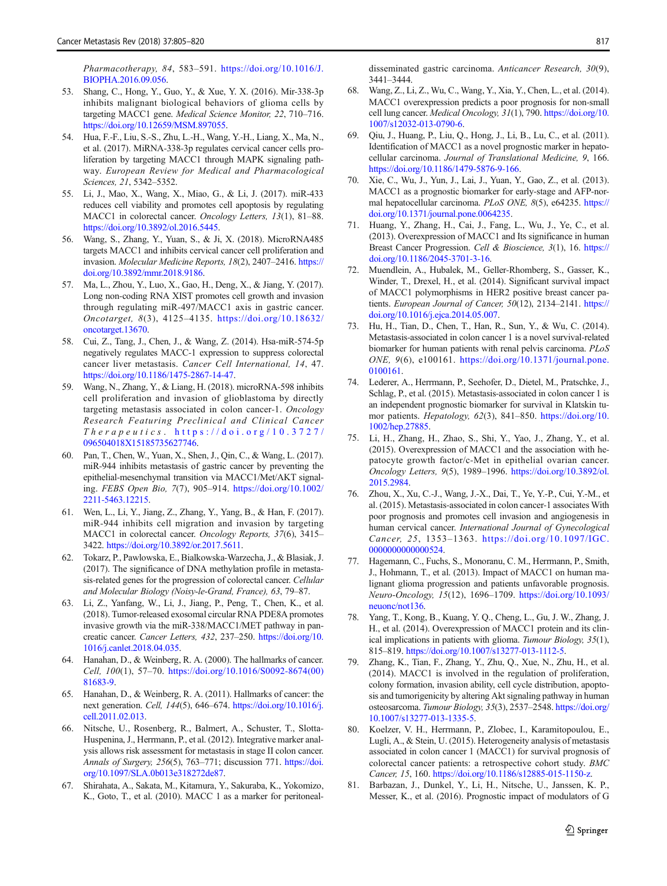*Pharmacotherapy, 84*, 583–591. https://doi.org/10.1016/J.BIOPHA.2016.09.056.

53. Shang, C., Hong, Y., Guo, Y., & Xue, Y. X. (2016). Mir-338-3p inhibits malignant biological behaviors of glioma cells by targeting MACC1 gene. *Medical Science Monitor, 22*, 710–716. https://doi.org/10.12659/MSM.897055.
54. Hua, F.-F., Liu, S.-S., Zhu, L.-H., Wang, Y.-H., Liang, X., Ma, N., et al. (2017). MiRNA-338-3p regulates cervical cancer cells proliferation by targeting MACC1 through MAPK signaling pathway. *European Review for Medical and Pharmacological Sciences, 21*, 5342–5352.
55. Li, J., Mao, X., Wang, X., Miao, G., & Li, J. (2017). miR-433 reduces cell viability and promotes cell apoptosis by regulating MACC1 in colorectal cancer. *Oncology Letters, 13*(1), 81–88. https://doi.org/10.3892/ol.2016.5445.
56. Wang, S., Zhang, Y., Yuan, S., & Ji, X. (2018). MicroRNA485 targets MACC1 and inhibits cervical cancer cell proliferation and invasion. *Molecular Medicine Reports, 18*(2), 2407–2416. https://doi.org/10.3892/mmr.2018.9186.
57. Ma, L., Zhou, Y., Luo, X., Gao, H., Deng, X., & Jiang, Y. (2017). Long non-coding RNA XIST promotes cell growth and invasion through regulating miR-497/MACC1 axis in gastric cancer. *Oncotarget, 8*(3), 4125–4135. https://doi.org/10.18632/oncotarget.13670.
58. Cui, Z., Tang, J., Chen, J., & Wang, Z. (2014). Hsa-miR-574-5p negatively regulates MACC-1 expression to suppress colorectal cancer liver metastasis. *Cancer Cell International, 14*, 47. https://doi.org/10.1186/1475-2867-14-47.
59. Wang, N., Zhang, Y., & Liang, H. (2018). microRNA-598 inhibits cell proliferation and invasion of glioblastoma by directly targeting metastasis associated in colon cancer-1. *Oncology Research Featuring Preclinical and Clinical Cancer Therapeutics*. https://doi.org/10.3727/096504018X15185735627746.
60. Pan, T., Chen, W., Yuan, X., Shen, J., Qin, C., & Wang, L. (2017). miR-944 inhibits metastasis of gastric cancer by preventing the epithelial-mesenchymal transition via MACC1/Met/AKT signaling. *FEBS Open Bio, 7*(7), 905–914. https://doi.org/10.1002/2211-5463.12215.
61. Wen, L., Li, Y., Jiang, Z., Zhang, Y., Yang, B., & Han, F. (2017). miR-944 inhibits cell migration and invasion by targeting MACC1 in colorectal cancer. *Oncology Reports, 37*(6), 3415–3422. https://doi.org/10.3892/or.2017.5611.
62. Tokarz, P., Pawlowska, E., Bialkowska-Warzecha, J., & Blasiak, J. (2017). The significance of DNA methylation profile in metastasis-related genes for the progression of colorectal cancer. *Cellular and Molecular Biology (Noisy-le-Grand, France), 63*, 79–87.
63. Li, Z., Yanfang, W., Li, J., Jiang, P., Peng, T., Chen, K., et al. (2018). Tumor-released exosomal circular RNA PDE8A promotes invasive growth via the miR-338/MACC1/MET pathway in pancreatic cancer. *Cancer Letters, 432*, 237–250. https://doi.org/10.1016/j.canlet.2018.04.035.
64. Hanahan, D., & Weinberg, R. A. (2000). The hallmarks of cancer. *Cell, 100*(1), 57–70. https://doi.org/10.1016/S0092-8674(00)81683-9.
65. Hanahan, D., & Weinberg, R. A. (2011). Hallmarks of cancer: the next generation. *Cell, 144*(5), 646–674. https://doi.org/10.1016/j.cell.2011.02.013.
66. Nitsche, U., Rosenberg, R., Balmert, A., Schuster, T., Slotta-Huspenina, J., Herrmann, P., et al. (2012). Integrative marker analysis allows risk assessment for metastasis in stage II colon cancer. *Annals of Surgery, 256*(5), 763–771; discussion 771. https://doi.org/10.1097/SLA.0b013e318272de87.
67. Shirahata, A., Sakata, M., Kitamura, Y., Sakuraba, K., Yokomizo, K., Goto, T., et al. (2010). MACC 1 as a marker for peritoneal-disseminated gastric carcinoma. *Anticancer Research, 30*(9), 3441–3444.
68. Wang, Z., Li, Z., Wu, C., Wang, Y., Xia, Y., Chen, L., et al. (2014). MACC1 overexpression predicts a poor prognosis for non-small cell lung cancer. *Medical Oncology, 31*(1), 790. https://doi.org/10.1007/s12032-013-0790-6.
69. Qiu, J., Huang, P., Liu, Q., Hong, J., Li, B., Lu, C., et al. (2011). Identification of MACC1 as a novel prognostic marker in hepatocellular carcinoma. *Journal of Translational Medicine, 9*, 166. https://doi.org/10.1186/1479-5876-9-166.
70. Xie, C., Wu, J., Yun, J., Lai, J., Yuan, Y., Gao, Z., et al. (2013). MACC1 as a prognostic biomarker for early-stage and AFP-normal hepatocellular carcinoma. *PLoS ONE, 8*(5), e64235. https://doi.org/10.1371/journal.pone.0064235.
71. Huang, Y., Zhang, H., Cai, J., Fang, L., Wu, J., Ye, C., et al. (2013). Overexpression of MACC1 and Its significance in human Breast Cancer Progression. *Cell & Bioscience, 3*(1), 16. https://doi.org/10.1186/2045-3701-3-16.
72. Muendlein, A., Hubalek, M., Geller-Rhomberg, S., Gasser, K., Winder, T., Drexel, H., et al. (2014). Significant survival impact of MACC1 polymorphisms in HER2 positive breast cancer patients. *European Journal of Cancer, 50*(12), 2134–2141. https://doi.org/10.1016/j.ejca.2014.05.007.
73. Hu, H., Tian, D., Chen, T., Han, R., Sun, Y., & Wu, C. (2014). Metastasis-associated in colon cancer 1 is a novel survival-related biomarker for human patients with renal pelvis carcinoma. *PLoS ONE, 9*(6), e100161. https://doi.org/10.1371/journal.pone.0100161.
74. Lederer, A., Herrmann, P., Seehofer, D., Dietel, M., Pratschke, J., Schlag, P., et al. (2015). Metastasis-associated in colon cancer 1 is an independent prognostic biomarker for survival in Klatskin tumor patients. *Hepatology, 62*(3), 841–850. https://doi.org/10.1002/hep.27885.
75. Li, H., Zhang, H., Zhao, S., Shi, Y., Yao, J., Zhang, Y., et al. (2015). Overexpression of MACC1 and the association with hepatocyte growth factor/c-Met in epithelial ovarian cancer. *Oncology Letters, 9*(5), 1989–1996. https://doi.org/10.3892/ol.2015.2984.
76. Zhou, X., Xu, C.-J., Wang, J.-X., Dai, T., Ye, Y.-P., Cui, Y.-M., et al. (2015). Metastasis-associated in colon cancer-1 associates With poor prognosis and promotes cell invasion and angiogenesis in human cervical cancer. *International Journal of Gynecological Cancer, 25*, 1353–1363. https://doi.org/10.1097/IGC.0000000000000524.
77. Hagemann, C., Fuchs, S., Monoranu, C. M., Herrmann, P., Smith, J., Hohmann, T., et al. (2013). Impact of MACC1 on human malignant glioma progression and patients unfavorable prognosis. *Neuro-Oncology, 15*(12), 1696–1709. https://doi.org/10.1093/neuonc/not136.
78. Yang, T., Kong, B., Kuang, Y. Q., Cheng, L., Gu, J. W., Zhang, J. H., et al. (2014). Overexpression of MACC1 protein and its clinical implications in patients with glioma. *Tumour Biology, 35*(1), 815–819. https://doi.org/10.1007/s13277-013-1112-5.
79. Zhang, K., Tian, F., Zhang, Y., Zhu, Q., Xue, N., Zhu, H., et al. (2014). MACC1 is involved in the regulation of proliferation, colony formation, invasion ability, cell cycle distribution, apoptosis and tumorigenicity by altering Akt signaling pathway in human osteosarcoma. *Tumour Biology, 35*(3), 2537–2548. https://doi.org/10.1007/s13277-013-1335-5.
80. Koelzer, V. H., Herrmann, P., Zlobec, I., Karamitopoulou, E., Lugli, A., & Stein, U. (2015). Heterogeneity analysis of metastasis associated in colon cancer 1 (MACC1) for survival prognosis of colorectal cancer patients: a retrospective cohort study. *BMC Cancer, 15*, 160. https://doi.org/10.1186/s12885-015-1150-z.
81. Barbazan, J., Dunkel, Y., Li, H., Nitsche, U., Janssen, K. P., Messer, K., et al. (2016). Prognostic impact of modulators of G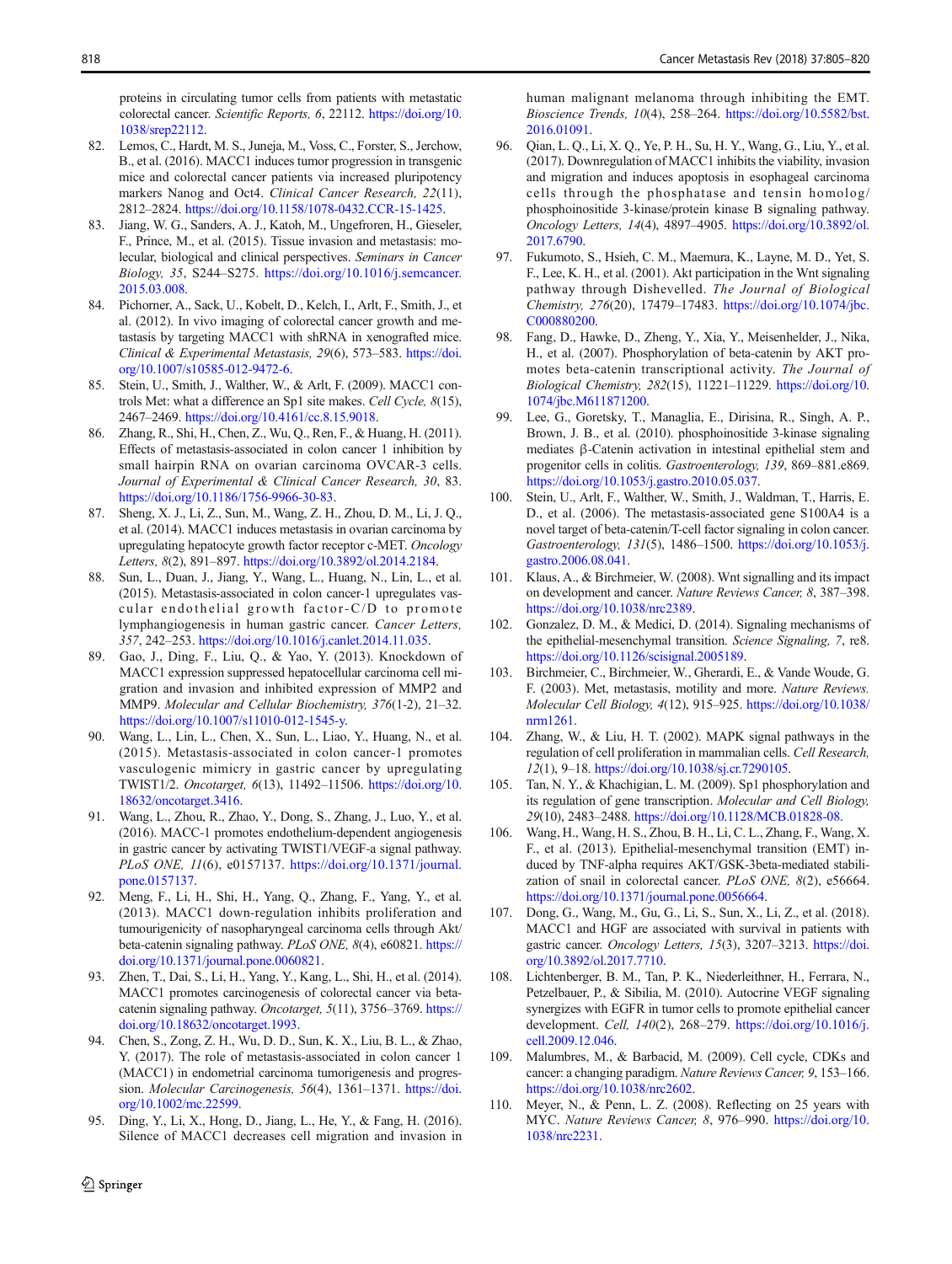proteins in circulating tumor cells from patients with metastatic colorectal cancer. *Scientific Reports, 6*, 22112. https://doi.org/10.1038/srep22112.

82. Lemos, C., Hardt, M. S., Juneja, M., Voss, C., Forster, S., Jerchow, B., et al. (2016). MACC1 induces tumor progression in transgenic mice and colorectal cancer patients via increased pluripotency markers Nanog and Oct4. *Clinical Cancer Research, 22*(11), 2812–2824. https://doi.org/10.1158/1078-0432.CCR-15-1425.
83. Jiang, W. G., Sanders, A. J., Katoh, M., Ungefroren, H., Gieseler, F., Prince, M., et al. (2015). Tissue invasion and metastasis: molecular, biological and clinical perspectives. *Seminars in Cancer Biology, 35*, S244–S275. https://doi.org/10.1016/j.semcancer.2015.03.008.
84. Pichorner, A., Sack, U., Kobelt, D., Kelch, I., Arlt, F., Smith, J., et al. (2012). In vivo imaging of colorectal cancer growth and metastasis by targeting MACC1 with shRNA in xenografted mice. *Clinical & Experimental Metastasis, 29*(6), 573–583. https://doi.org/10.1007/s10585-012-9472-6.
85. Stein, U., Smith, J., Walther, W., & Arlt, F. (2009). MACC1 controls Met: what a difference an Sp1 site makes. *Cell Cycle, 8*(15), 2467–2469. https://doi.org/10.4161/cc.8.15.9018.
86. Zhang, R., Shi, H., Chen, Z., Wu, Q., Ren, F., & Huang, H. (2011). Effects of metastasis-associated in colon cancer 1 inhibition by small hairpin RNA on ovarian carcinoma OVCAR-3 cells. *Journal of Experimental & Clinical Cancer Research, 30*, 83. https://doi.org/10.1186/1756-9966-30-83.
87. Sheng, X. J., Li, Z., Sun, M., Wang, Z. H., Zhou, D. M., Li, J. Q., et al. (2014). MACC1 induces metastasis in ovarian carcinoma by upregulating hepatocyte growth factor receptor c-MET. *Oncology Letters, 8*(2), 891–897. https://doi.org/10.3892/ol.2014.2184.
88. Sun, L., Duan, J., Jiang, Y., Wang, L., Huang, N., Lin, L., et al. (2015). Metastasis-associated in colon cancer-1 upregulates vascular endothelial growth factor-C/D to promote lymphangiogenesis in human gastric cancer. *Cancer Letters, 357*, 242–253. https://doi.org/10.1016/j.canlet.2014.11.035.
89. Gao, J., Ding, F., Liu, Q., & Yao, Y. (2013). Knockdown of MACC1 expression suppressed hepatocellular carcinoma cell migration and invasion and inhibited expression of MMP2 and MMP9. *Molecular and Cellular Biochemistry, 376*(1-2), 21–32. https://doi.org/10.1007/s11010-012-1545-y.
90. Wang, L., Lin, L., Chen, X., Sun, L., Liao, Y., Huang, N., et al. (2015). Metastasis-associated in colon cancer-1 promotes vasculogenic mimicry in gastric cancer by upregulating TWIST1/2. *Oncotarget, 6*(13), 11492–11506. https://doi.org/10.18632/oncotarget.3416.
91. Wang, L., Zhou, R., Zhao, Y., Dong, S., Zhang, J., Luo, Y., et al. (2016). MACC-1 promotes endothelium-dependent angiogenesis in gastric cancer by activating TWIST1/VEGF-a signal pathway. *PLoS ONE, 11*(6), e0157137. https://doi.org/10.1371/journal.pone.0157137.
92. Meng, F., Li, H., Shi, H., Yang, Q., Zhang, F., Yang, Y., et al. (2013). MACC1 down-regulation inhibits proliferation and tumourigenicity of nasopharyngeal carcinoma cells through Akt/beta-catenin signaling pathway. *PLoS ONE, 8*(4), e60821. https://doi.org/10.1371/journal.pone.0060821.
93. Zhen, T., Dai, S., Li, H., Yang, Y., Kang, L., Shi, H., et al. (2014). MACC1 promotes carcinogenesis of colorectal cancer via beta-catenin signaling pathway. *Oncotarget, 5*(11), 3756–3769. https://doi.org/10.18632/oncotarget.1993.
94. Chen, S., Zong, Z. H., Wu, D. D., Sun, K. X., Liu, B. L., & Zhao, Y. (2017). The role of metastasis-associated in colon cancer 1 (MACC1) in endometrial carcinoma tumorigenesis and progression. *Molecular Carcinogenesis, 56*(4), 1361–1371. https://doi.org/10.1002/mc.22599.
95. Ding, Y., Li, X., Hong, D., Jiang, L., He, Y., & Fang, H. (2016). Silence of MACC1 decreases cell migration and invasion in human malignant melanoma through inhibiting the EMT. *Bioscience Trends, 10*(4), 258–264. https://doi.org/10.5582/bst.2016.01091.
96. Qian, L. Q., Li, X. Q., Ye, P. H., Su, H. Y., Wang, G., Liu, Y., et al. (2017). Downregulation of MACC1 inhibits the viability, invasion and migration and induces apoptosis in esophageal carcinoma cells through the phosphatase and tensin homolog/phosphoinositide 3-kinase/protein kinase B signaling pathway. *Oncology Letters, 14*(4), 4897–4905. https://doi.org/10.3892/ol.2017.6790.
97. Fukumoto, S., Hsieh, C. M., Maemura, K., Layne, M. D., Yet, S. F., Lee, K. H., et al. (2001). Akt participation in the Wnt signaling pathway through Dishevelled. *The Journal of Biological Chemistry, 276*(20), 17479–17483. https://doi.org/10.1074/jbc.C000880200.
98. Fang, D., Hawke, D., Zheng, Y., Xia, Y., Meisenhelder, J., Nika, H., et al. (2007). Phosphorylation of beta-catenin by AKT promotes beta-catenin transcriptional activity. *The Journal of Biological Chemistry, 282*(15), 11221–11229. https://doi.org/10.1074/jbc.M611871200.
99. Lee, G., Goretsky, T., Managlia, E., Dirisina, R., Singh, A. P., Brown, J. B., et al. (2010). phosphoinositide 3-kinase signaling mediates β-Catenin activation in intestinal epithelial stem and progenitor cells in colitis. *Gastroenterology, 139*, 869–881.e869. https://doi.org/10.1053/j.gastro.2010.05.037.
100. Stein, U., Arlt, F., Walther, W., Smith, J., Waldman, T., Harris, E. D., et al. (2006). The metastasis-associated gene S100A4 is a novel target of beta-catenin/T-cell factor signaling in colon cancer. *Gastroenterology, 131*(5), 1486–1500. https://doi.org/10.1053/j.gastro.2006.08.041.
101. Klaus, A., & Birchmeier, W. (2008). Wnt signalling and its impact on development and cancer. *Nature Reviews Cancer, 8*, 387–398. https://doi.org/10.1038/nrc2389.
102. Gonzalez, D. M., & Medici, D. (2014). Signaling mechanisms of the epithelial-mesenchymal transition. *Science Signaling, 7*, re8. https://doi.org/10.1126/scisignal.2005189.
103. Birchmeier, C., Birchmeier, W., Gherardi, E., & Vande Woude, G. F. (2003). Met, metastasis, motility and more. *Nature Reviews. Molecular Cell Biology, 4*(12), 915–925. https://doi.org/10.1038/nrm1261.
104. Zhang, W., & Liu, H. T. (2002). MAPK signal pathways in the regulation of cell proliferation in mammalian cells. *Cell Research, 12*(1), 9–18. https://doi.org/10.1038/sj.cr.7290105.
105. Tan, N. Y., & Khachigian, L. M. (2009). Sp1 phosphorylation and its regulation of gene transcription. *Molecular and Cell Biology, 29*(10), 2483–2488. https://doi.org/10.1128/MCB.01828-08.
106. Wang, H., Wang, H. S., Zhou, B. H., Li, C. L., Zhang, F., Wang, X. F., et al. (2013). Epithelial-mesenchymal transition (EMT) induced by TNF-alpha requires AKT/GSK-3beta-mediated stabilization of snail in colorectal cancer. *PLoS ONE, 8*(2), e56664. https://doi.org/10.1371/journal.pone.0056664.
107. Dong, G., Wang, M., Gu, G., Li, S., Sun, X., Li, Z., et al. (2018). MACC1 and HGF are associated with survival in patients with gastric cancer. *Oncology Letters, 15*(3), 3207–3213. https://doi.org/10.3892/ol.2017.7710.
108. Lichtenberger, B. M., Tan, P. K., Niederleithner, H., Ferrara, N., Petzelbauer, P., & Sibilia, M. (2010). Autocrine VEGF signaling synergizes with EGFR in tumor cells to promote epithelial cancer development. *Cell, 140*(2), 268–279. https://doi.org/10.1016/j.cell.2009.12.046.
109. Malumbres, M., & Barbacid, M. (2009). Cell cycle, CDKs and cancer: a changing paradigm. *Nature Reviews Cancer, 9*, 153–166. https://doi.org/10.1038/nrc2602.
110. Meyer, N., & Penn, L. Z. (2008). Reflecting on 25 years with MYC. *Nature Reviews Cancer, 8*, 976–990. https://doi.org/10.1038/nrc2231.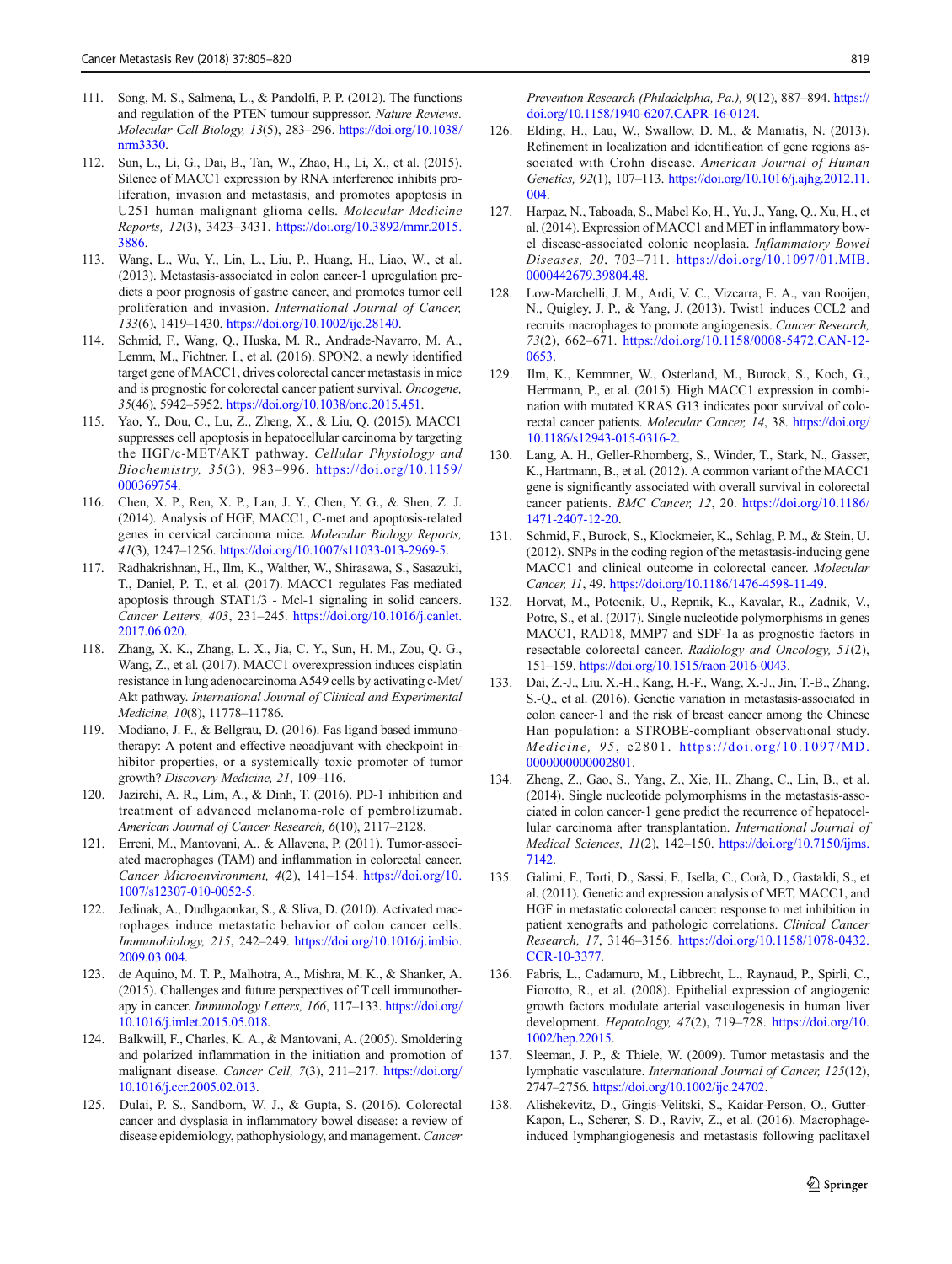111. Song, M. S., Salmena, L., & Pandolfi, P. P. (2012). The functions and regulation of the PTEN tumour suppressor. *Nature Reviews. Molecular Cell Biology, 13*(5), 283–296. https://doi.org/10.1038/nrm3330.

112. Sun, L., Li, G., Dai, B., Tan, W., Zhao, H., Li, X., et al. (2015). Silence of MACC1 expression by RNA interference inhibits proliferation, invasion and metastasis, and promotes apoptosis in U251 human malignant glioma cells. *Molecular Medicine Reports, 12*(3), 3423–3431. https://doi.org/10.3892/mmr.2015.3886.

113. Wang, L., Wu, Y., Lin, L., Liu, P., Huang, H., Liao, W., et al. (2013). Metastasis-associated in colon cancer-1 upregulation predicts a poor prognosis of gastric cancer, and promotes tumor cell proliferation and invasion. *International Journal of Cancer, 133*(6), 1419–1430. https://doi.org/10.1002/ijc.28140.

114. Schmid, F., Wang, Q., Huska, M. R., Andrade-Navarro, M. A., Lemm, M., Fichtner, I., et al. (2016). SPON2, a newly identified target gene of MACC1, drives colorectal cancer metastasis in mice and is prognostic for colorectal cancer patient survival. *Oncogene, 35*(46), 5942–5952. https://doi.org/10.1038/onc.2015.451.

115. Yao, Y., Dou, C., Lu, Z., Zheng, X., & Liu, Q. (2015). MACC1 suppresses cell apoptosis in hepatocellular carcinoma by targeting the HGF/c-MET/AKT pathway. *Cellular Physiology and Biochemistry, 35*(3), 983–996. https://doi.org/10.1159/000369754.

116. Chen, X. P., Ren, X. P., Lan, J. Y., Chen, Y. G., & Shen, Z. J. (2014). Analysis of HGF, MACC1, C-met and apoptosis-related genes in cervical carcinoma mice. *Molecular Biology Reports, 41*(3), 1247–1256. https://doi.org/10.1007/s11033-013-2969-5.

117. Radhakrishnan, H., Ilm, K., Walther, W., Shirasawa, S., Sasazuki, T., Daniel, P. T., et al. (2017). MACC1 regulates Fas mediated apoptosis through STAT1/3 - Mcl-1 signaling in solid cancers. *Cancer Letters, 403*, 231–245. https://doi.org/10.1016/j.canlet.2017.06.020.

118. Zhang, X. K., Zhang, L. X., Jia, C. Y., Sun, H. M., Zou, Q. G., Wang, Z., et al. (2017). MACC1 overexpression induces cisplatin resistance in lung adenocarcinoma A549 cells by activating c-Met/Akt pathway. *International Journal of Clinical and Experimental Medicine, 10*(8), 11778–11786.

119. Modiano, J. F., & Bellgrau, D. (2016). Fas ligand based immunotherapy: A potent and effective neoadjuvant with checkpoint inhibitor properties, or a systemically toxic promoter of tumor growth? *Discovery Medicine, 21*, 109–116.

120. Jazirehi, A. R., Lim, A., & Dinh, T. (2016). PD-1 inhibition and treatment of advanced melanoma-role of pembrolizumab. *American Journal of Cancer Research, 6*(10), 2117–2128.

121. Erreni, M., Mantovani, A., & Allavena, P. (2011). Tumor-associated macrophages (TAM) and inflammation in colorectal cancer. *Cancer Microenvironment, 4*(2), 141–154. https://doi.org/10.1007/s12307-010-0052-5.

122. Jedinak, A., Dudhgaonkar, S., & Sliva, D. (2010). Activated macrophages induce metastatic behavior of colon cancer cells. *Immunobiology, 215*, 242–249. https://doi.org/10.1016/j.imbio.2009.03.004.

123. de Aquino, M. T. P., Malhotra, A., Mishra, M. K., & Shanker, A. (2015). Challenges and future perspectives of T cell immunotherapy in cancer. *Immunology Letters, 166*, 117–133. https://doi.org/10.1016/j.imlet.2015.05.018.

124. Balkwill, F., Charles, K. A., & Mantovani, A. (2005). Smoldering and polarized inflammation in the initiation and promotion of malignant disease. *Cancer Cell, 7*(3), 211–217. https://doi.org/10.1016/j.ccr.2005.02.013.

125. Dulai, P. S., Sandborn, W. J., & Gupta, S. (2016). Colorectal cancer and dysplasia in inflammatory bowel disease: a review of disease epidemiology, pathophysiology, and management. *Cancer Prevention Research (Philadelphia, Pa.), 9*(12), 887–894. https://doi.org/10.1158/1940-6207.CAPR-16-0124.

126. Elding, H., Lau, W., Swallow, D. M., & Maniatis, N. (2013). Refinement in localization and identification of gene regions associated with Crohn disease. *American Journal of Human Genetics, 92*(1), 107–113. https://doi.org/10.1016/j.ajhg.2012.11.004.

127. Harpaz, N., Taboada, S., Mabel Ko, H., Yu, J., Yang, Q., Xu, H., et al. (2014). Expression of MACC1 and MET in inflammatory bowel disease-associated colonic neoplasia. *Inflammatory Bowel Diseases, 20*, 703–711. https://doi.org/10.1097/01.MIB.0000442679.39804.48.

128. Low-Marchelli, J. M., Ardi, V. C., Vizcarra, E. A., van Rooijen, N., Quigley, J. P., & Yang, J. (2013). Twist1 induces CCL2 and recruits macrophages to promote angiogenesis. *Cancer Research, 73*(2), 662–671. https://doi.org/10.1158/0008-5472.CAN-12-0653.

129. Ilm, K., Kemmner, W., Osterland, M., Burock, S., Koch, G., Herrmann, P., et al. (2015). High MACC1 expression in combination with mutated KRAS G13 indicates poor survival of colorectal cancer patients. *Molecular Cancer, 14*, 38. https://doi.org/10.1186/s12943-015-0316-2.

130. Lang, A. H., Geller-Rhomberg, S., Winder, T., Stark, N., Gasser, K., Hartmann, B., et al. (2012). A common variant of the MACC1 gene is significantly associated with overall survival in colorectal cancer patients. *BMC Cancer, 12*, 20. https://doi.org/10.1186/1471-2407-12-20.

131. Schmid, F., Burock, S., Klockmeier, K., Schlag, P. M., & Stein, U. (2012). SNPs in the coding region of the metastasis-inducing gene MACC1 and clinical outcome in colorectal cancer. *Molecular Cancer, 11*, 49. https://doi.org/10.1186/1476-4598-11-49.

132. Horvat, M., Potocnik, U., Repnik, K., Kavalar, R., Zadnik, V., Potrc, S., et al. (2017). Single nucleotide polymorphisms in genes MACC1, RAD18, MMP7 and SDF-1a as prognostic factors in resectable colorectal cancer. *Radiology and Oncology, 51*(2), 151–159. https://doi.org/10.1515/raon-2016-0043.

133. Dai, Z.-J., Liu, X.-H., Kang, H.-F., Wang, X.-J., Jin, T.-B., Zhang, S.-Q., et al. (2016). Genetic variation in metastasis-associated in colon cancer-1 and the risk of breast cancer among the Chinese Han population: a STROBE-compliant observational study. *Medicine, 95*, e2801. https://doi.org/10.1097/MD.0000000000002801.

134. Zheng, Z., Gao, S., Yang, Z., Xie, H., Zhang, C., Lin, B., et al. (2014). Single nucleotide polymorphisms in the metastasis-associated in colon cancer-1 gene predict the recurrence of hepatocellular carcinoma after transplantation. *International Journal of Medical Sciences, 11*(2), 142–150. https://doi.org/10.7150/ijms.7142.

135. Galimi, F., Torti, D., Sassi, F., Isella, C., Corà, D., Gastaldi, S., et al. (2011). Genetic and expression analysis of MET, MACC1, and HGF in metastatic colorectal cancer: response to met inhibition in patient xenografts and pathologic correlations. *Clinical Cancer Research, 17*, 3146–3156. https://doi.org/10.1158/1078-0432.CCR-10-3377.

136. Fabris, L., Cadamuro, M., Libbrecht, L., Raynaud, P., Spirli, C., Fiorotto, R., et al. (2008). Epithelial expression of angiogenic growth factors modulate arterial vasculogenesis in human liver development. *Hepatology, 47*(2), 719–728. https://doi.org/10.1002/hep.22015.

137. Sleeman, J. P., & Thiele, W. (2009). Tumor metastasis and the lymphatic vasculature. *International Journal of Cancer, 125*(12), 2747–2756. https://doi.org/10.1002/ijc.24702.

138. Alishekevitz, D., Gingis-Velitski, S., Kaidar-Person, O., Gutter-Kapon, L., Scherer, S. D., Raviv, Z., et al. (2016). Macrophage-induced lymphangiogenesis and metastasis following paclitaxel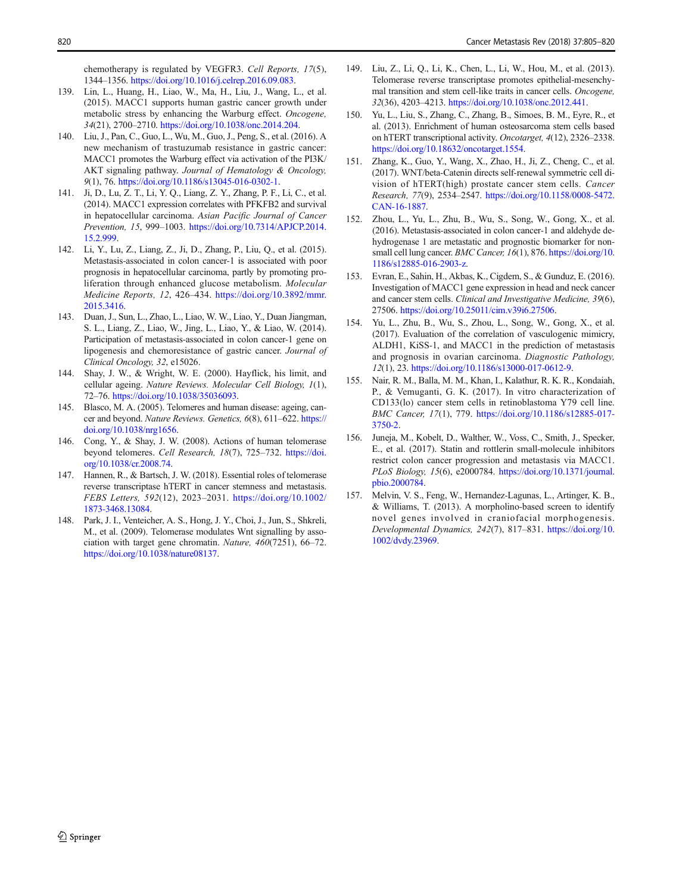chemotherapy is regulated by VEGFR3. *Cell Reports, 17*(5), 1344–1356. https://doi.org/10.1016/j.celrep.2016.09.083.

139. Lin, L., Huang, H., Liao, W., Ma, H., Liu, J., Wang, L., et al. (2015). MACC1 supports human gastric cancer growth under metabolic stress by enhancing the Warburg effect. *Oncogene, 34*(21), 2700–2710. https://doi.org/10.1038/onc.2014.204.
140. Liu, J., Pan, C., Guo, L., Wu, M., Guo, J., Peng, S., et al. (2016). A new mechanism of trastuzumab resistance in gastric cancer: MACC1 promotes the Warburg effect via activation of the PI3K/AKT signaling pathway. *Journal of Hematology & Oncology, 9*(1), 76. https://doi.org/10.1186/s13045-016-0302-1.
141. Ji, D., Lu, Z. T., Li, Y. Q., Liang, Z. Y., Zhang, P. F., Li, C., et al. (2014). MACC1 expression correlates with PFKFB2 and survival in hepatocellular carcinoma. *Asian Pacific Journal of Cancer Prevention, 15*, 999–1003. https://doi.org/10.7314/APJCP.2014.15.2.999.
142. Li, Y., Lu, Z., Liang, Z., Ji, D., Zhang, P., Liu, Q., et al. (2015). Metastasis-associated in colon cancer-1 is associated with poor prognosis in hepatocellular carcinoma, partly by promoting proliferation through enhanced glucose metabolism. *Molecular Medicine Reports, 12*, 426–434. https://doi.org/10.3892/mmr.2015.3416.
143. Duan, J., Sun, L., Zhao, L., Liao, W. W., Liao, Y., Duan Jiangman, S. L., Liang, Z., Liao, W., Jing, L., Liao, Y., & Liao, W. (2014). Participation of metastasis-associated in colon cancer-1 gene on lipogenesis and chemoresistance of gastric cancer. *Journal of Clinical Oncology, 32*, e15026.
144. Shay, J. W., & Wright, W. E. (2000). Hayflick, his limit, and cellular ageing. *Nature Reviews. Molecular Cell Biology, 1*(1), 72–76. https://doi.org/10.1038/35036093.
145. Blasco, M. A. (2005). Telomeres and human disease: ageing, cancer and beyond. *Nature Reviews. Genetics, 6*(8), 611–622. https://doi.org/10.1038/nrg1656.
146. Cong, Y., & Shay, J. W. (2008). Actions of human telomerase beyond telomeres. *Cell Research, 18*(7), 725–732. https://doi.org/10.1038/cr.2008.74.
147. Hannen, R., & Bartsch, J. W. (2018). Essential roles of telomerase reverse transcriptase hTERT in cancer stemness and metastasis. *FEBS Letters, 592*(12), 2023–2031. https://doi.org/10.1002/1873-3468.13084.
148. Park, J. I., Venteicher, A. S., Hong, J. Y., Choi, J., Jun, S., Shkreli, M., et al. (2009). Telomerase modulates Wnt signalling by association with target gene chromatin. *Nature, 460*(7251), 66–72. https://doi.org/10.1038/nature08137.
149. Liu, Z., Li, Q., Li, K., Chen, L., Li, W., Hou, M., et al. (2013). Telomerase reverse transcriptase promotes epithelial-mesenchymal transition and stem cell-like traits in cancer cells. *Oncogene, 32*(36), 4203–4213. https://doi.org/10.1038/onc.2012.441.
150. Yu, L., Liu, S., Zhang, C., Zhang, B., Simoes, B. M., Eyre, R., et al. (2013). Enrichment of human osteosarcoma stem cells based on hTERT transcriptional activity. *Oncotarget, 4*(12), 2326–2338. https://doi.org/10.18632/oncotarget.1554.
151. Zhang, K., Guo, Y., Wang, X., Zhao, H., Ji, Z., Cheng, C., et al. (2017). WNT/beta-Catenin directs self-renewal symmetric cell division of hTERT(high) prostate cancer stem cells. *Cancer Research, 77*(9), 2534–2547. https://doi.org/10.1158/0008-5472.CAN-16-1887.
152. Zhou, L., Yu, L., Zhu, B., Wu, S., Song, W., Gong, X., et al. (2016). Metastasis-associated in colon cancer-1 and aldehyde dehydrogenase 1 are metastatic and prognostic biomarker for non-small cell lung cancer. *BMC Cancer, 16*(1), 876. https://doi.org/10.1186/s12885-016-2903-z.
153. Evran, E., Sahin, H., Akbas, K., Cigdem, S., & Gunduz, E. (2016). Investigation of MACC1 gene expression in head and neck cancer and cancer stem cells. *Clinical and Investigative Medicine, 39*(6), 27506. https://doi.org/10.25011/cim.v39i6.27506.
154. Yu, L., Zhu, B., Wu, S., Zhou, L., Song, W., Gong, X., et al. (2017). Evaluation of the correlation of vasculogenic mimicry, ALDH1, KiSS-1, and MACC1 in the prediction of metastasis and prognosis in ovarian carcinoma. *Diagnostic Pathology, 12*(1), 23. https://doi.org/10.1186/s13000-017-0612-9.
155. Nair, R. M., Balla, M. M., Khan, I., Kalathur, R. K. R., Kondaiah, P., & Vemuganti, G. K. (2017). In vitro characterization of CD133(lo) cancer stem cells in retinoblastoma Y79 cell line. *BMC Cancer, 17*(1), 779. https://doi.org/10.1186/s12885-017-3750-2.
156. Juneja, M., Kobelt, D., Walther, W., Voss, C., Smith, J., Specker, E., et al. (2017). Statin and rottlerin small-molecule inhibitors restrict colon cancer progression and metastasis via MACC1. *PLoS Biology, 15*(6), e2000784. https://doi.org/10.1371/journal.pbio.2000784.
157. Melvin, V. S., Feng, W., Hernandez-Lagunas, L., Artinger, K. B., & Williams, T. (2013). A morpholino-based screen to identify novel genes involved in craniofacial morphogenesis. *Developmental Dynamics, 242*(7), 817–831. https://doi.org/10.1002/dvdy.23969.